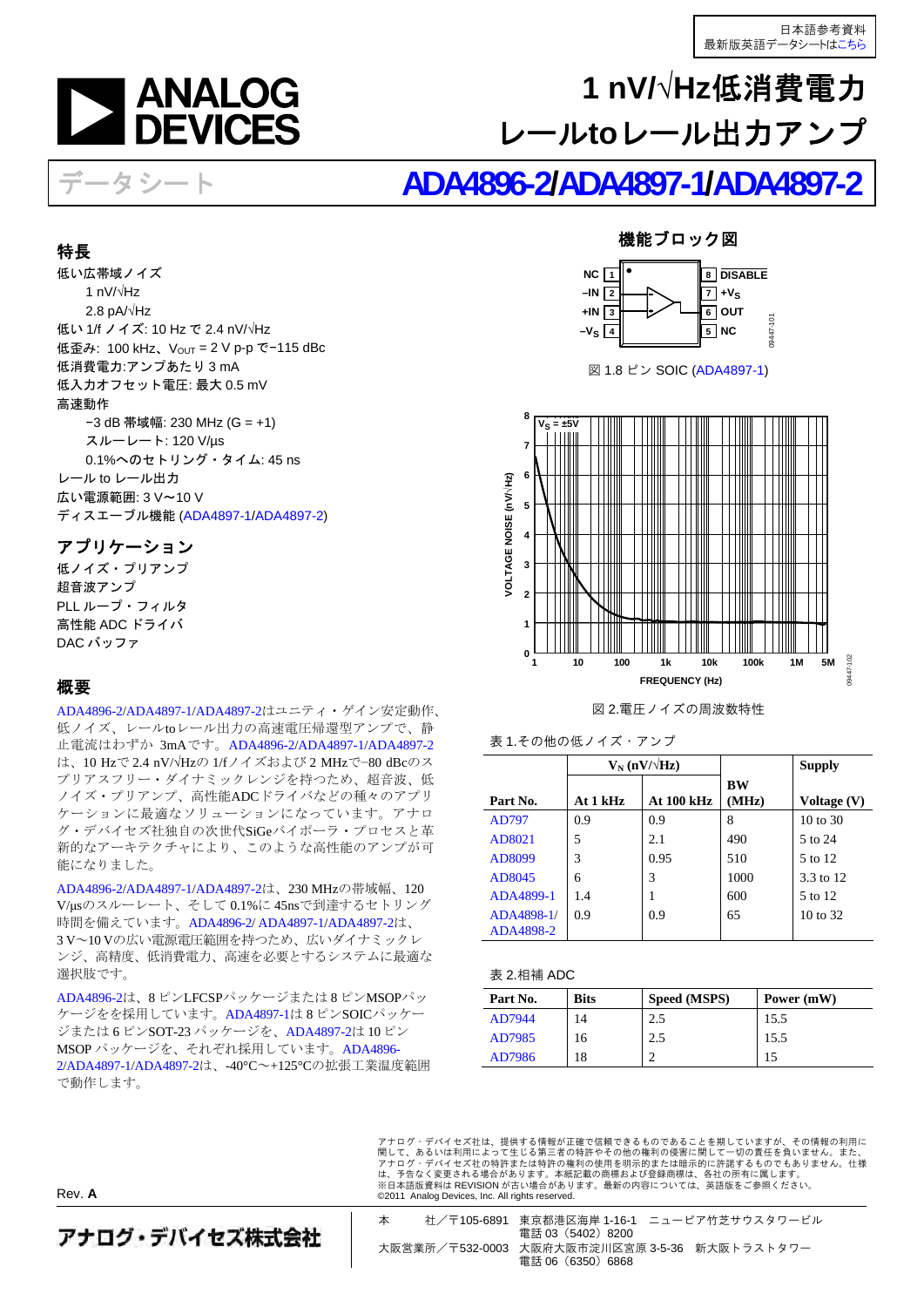日本語参考資料
最新版英語データシートはこちら

# 1 nV/√Hz低消費電力レールtoレール出力アンプ

データシート

# ADA4896-2/ADA4897-1/ADA4897-2

## 特長

低い広帯域ノイズ
- 1 nV/√Hz
- 2.8 pA/√Hz

低い 1/f ノイズ: 10 Hz で 2.4 nV/√Hz
低歪み: 100 kHz、$V_{OUT}$ = 2 V p-p で−115 dBc
低消費電力:アンプあたり 3 mA
低入力オフセット電圧: 最大 0.5 mV
高速動作
- −3 dB 帯域幅: 230 MHz (G = +1)
- スルーレート: 120 V/µs
- 0.1%へのセトリング・タイム: 45 ns

レール to レール出力
広い電源範囲: 3 V〜10 V
ディスエーブル機能 (ADA4897-1/ADA4897-2)

## アプリケーション

低ノイズ・プリアンプ
超音波アンプ
PLL ループ・フィルタ
高性能 ADC ドライバ
DAC バッファ

## 概要

ADA4896-2/ADA4897-1/ADA4897-2はユニティ・ゲイン安定動作、低ノイズ、レールtoレール出力の高速電圧帰還型アンプで、静止電流はわずか 3mAです。ADA4896-2/ADA4897-1/ADA4897-2は、10 Hzで2.4 nV/√Hzの1/fノイズおよび2 MHzで−80 dBcのスプリアスフリー・ダイナミックレンジを持つため、超音波、低ノイズ・プリアンプ、高性能ADCドライバなどの種々のアプリケーションに最適なソリューションになっています。アナログ・デバイセズ社独自の次世代SiGeバイポーラ・プロセスと革新的なアーキテクチャにより、このような高性能のアンプが可能になりました。

ADA4896-2/ADA4897-1/ADA4897-2は、230 MHzの帯域幅、120 V/µsのスルーレート、そして 0.1%に 45nsで到達するセトリング時間を備えています。ADA4896-2/ ADA4897-1/ADA4897-2は、3 V〜10 Vの広い電源電圧範囲を持つため、広いダイナミックレンジ、高精度、低消費電力、高速を必要とするシステムに最適な選択肢です。

ADA4896-2は、8 ピンLFCSPパッケージまたは8 ピンMSOPパッケージをを採用しています。ADA4897-1は 8 ピンSOICパッケージまたは 6 ピンSOT-23 パッケージを、ADA4897-2は 10 ピン MSOP パッケージを、それぞれ採用しています。ADA4896-2/ADA4897-1/ADA4897-2は、-40°C〜+125°Cの拡張工業温度範囲で動作します。

## 機能ブロック図

NC 1, −IN 2, +IN 3, −VS 4, 8 DISABLE, 7 +VS, 6 OUT, 5 NC

図 1.8 ピン SOIC (ADA4897-1)

図 2.電圧ノイズの周波数特性

表 1.その他の低ノイズ・アンプ

| Part No. | $V_N$ (nV/√Hz) At 1 kHz | At 100 kHz | BW (MHz) | Supply Voltage (V) |
|---|---|---|---|---|
| AD797 | 0.9 | 0.9 | 8 | 10 to 30 |
| AD8021 | 5 | 2.1 | 490 | 5 to 24 |
| AD8099 | 3 | 0.95 | 510 | 5 to 12 |
| AD8045 | 6 | 3 | 1000 | 3.3 to 12 |
| ADA4899-1 | 1.4 | 1 | 600 | 5 to 12 |
| ADA4898-1/ ADA4898-2 | 0.9 | 0.9 | 65 | 10 to 32 |

表 2.相補 ADC

| Part No. | Bits | Speed (MSPS) | Power (mW) |
|---|---|---|---|
| AD7944 | 14 | 2.5 | 15.5 |
| AD7985 | 16 | 2.5 | 15.5 |
| AD7986 | 18 | 2 | 15 |

Rev. A

アナログ・デバイセズ社は、提供する情報が正確で信頼できるものであることを期していますが、その情報の利用に関して、あるいは利用によって生じる第三者の特許やその他の権利の侵害に関して一切の責任を負いません。また、アナログ・デバイセズ社の特許または特許の権利の使用を明示的または暗示的に許諾するものでもありません。仕様は、予告なく変更される場合があります。本紙記載の商標および登録商標は、各社の所有に属します。
※日本語版資料は REVISION が古い場合があります。最新の内容については、英語版をご参照ください。
©2011 Analog Devices, Inc. All rights reserved.

アナログ・デバイセズ株式会社

本　　社／〒105-6891 東京都港区海岸 1-16-1 ニューピア竹芝サウスタワービル 電話 03（5402）8200
大阪営業所／〒532-0003 大阪府大阪市淀川区宮原 3-5-36 新大阪トラストタワー 電話 06（6350）6868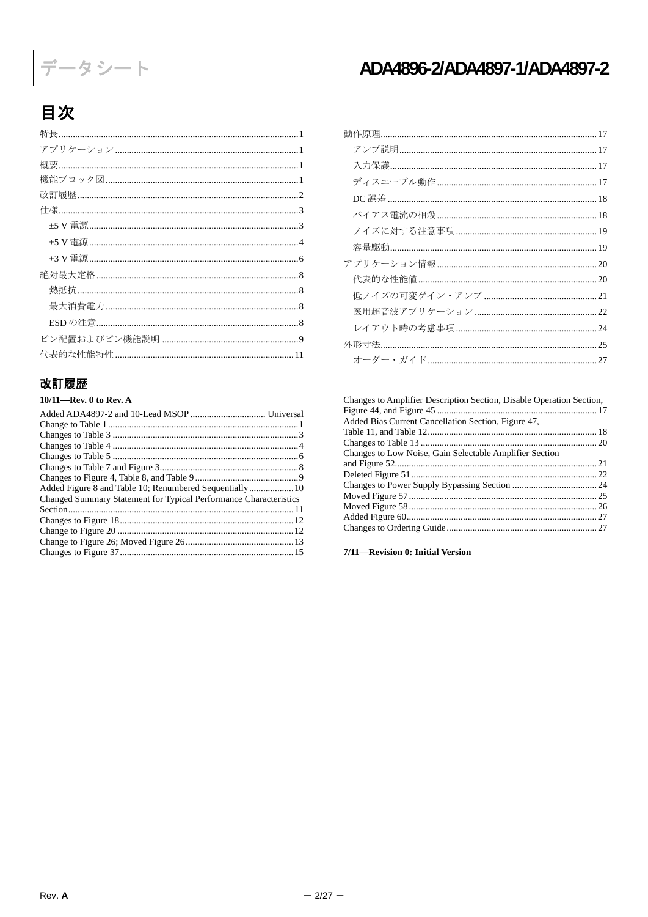## 目次

特長 ..... 1
アプリケーション ..... 1
概要 ..... 1
機能ブロック図 ..... 1
改訂履歴 ..... 2
仕様 ..... 3
- ±5 V 電源 ..... 3
- +5 V 電源 ..... 4
- +3 V 電源 ..... 6

絶対最大定格 ..... 8
- 熱抵抗 ..... 8
- 最大消費電力 ..... 8
- ESD の注意 ..... 8

ピン配置およびピン機能説明 ..... 9
代表的な性能特性 ..... 11
動作原理 ..... 17
- アンプ説明 ..... 17
- 入力保護 ..... 17
- ディスエーブル動作 ..... 17
- DC 誤差 ..... 18
- バイアス電流の相殺 ..... 18
- ノイズに対する注意事項 ..... 19
- 容量駆動 ..... 19

アプリケーション情報 ..... 20
- 代表的な性能値 ..... 20
- 低ノイズの可変ゲイン・アンプ ..... 21
- 医用超音波アプリケーション ..... 22
- レイアウト時の考慮事項 ..... 24

外形寸法 ..... 25
- オーダー・ガイド ..... 27

## 改訂履歴

**10/11—Rev. 0 to Rev. A**

Added ADA4897-2 and 10-Lead MSOP ..... Universal
Change to Table 1 ..... 1
Changes to Table 3 ..... 3
Changes to Table 4 ..... 4
Changes to Table 5 ..... 6
Changes to Table 7 and Figure 3 ..... 8
Changes to Figure 4, Table 8, and Table 9 ..... 9
Added Figure 8 and Table 10; Renumbered Sequentially ..... 10
Changed Summary Statement for Typical Performance Characteristics Section ..... 11
Changes to Figure 18 ..... 12
Change to Figure 20 ..... 12
Change to Figure 26; Moved Figure 26 ..... 13
Changes to Figure 37 ..... 15
Changes to Amplifier Description Section, Disable Operation Section, Figure 44, and Figure 45 ..... 17
Added Bias Current Cancellation Section, Figure 47, Table 11, and Table 12 ..... 18
Changes to Table 13 ..... 20
Changes to Low Noise, Gain Selectable Amplifier Section and Figure 52 ..... 21
Deleted Figure 51 ..... 22
Changes to Power Supply Bypassing Section ..... 24
Moved Figure 57 ..... 25
Moved Figure 58 ..... 26
Added Figure 60 ..... 27
Changes to Ordering Guide ..... 27

**7/11—Revision 0: Initial Version**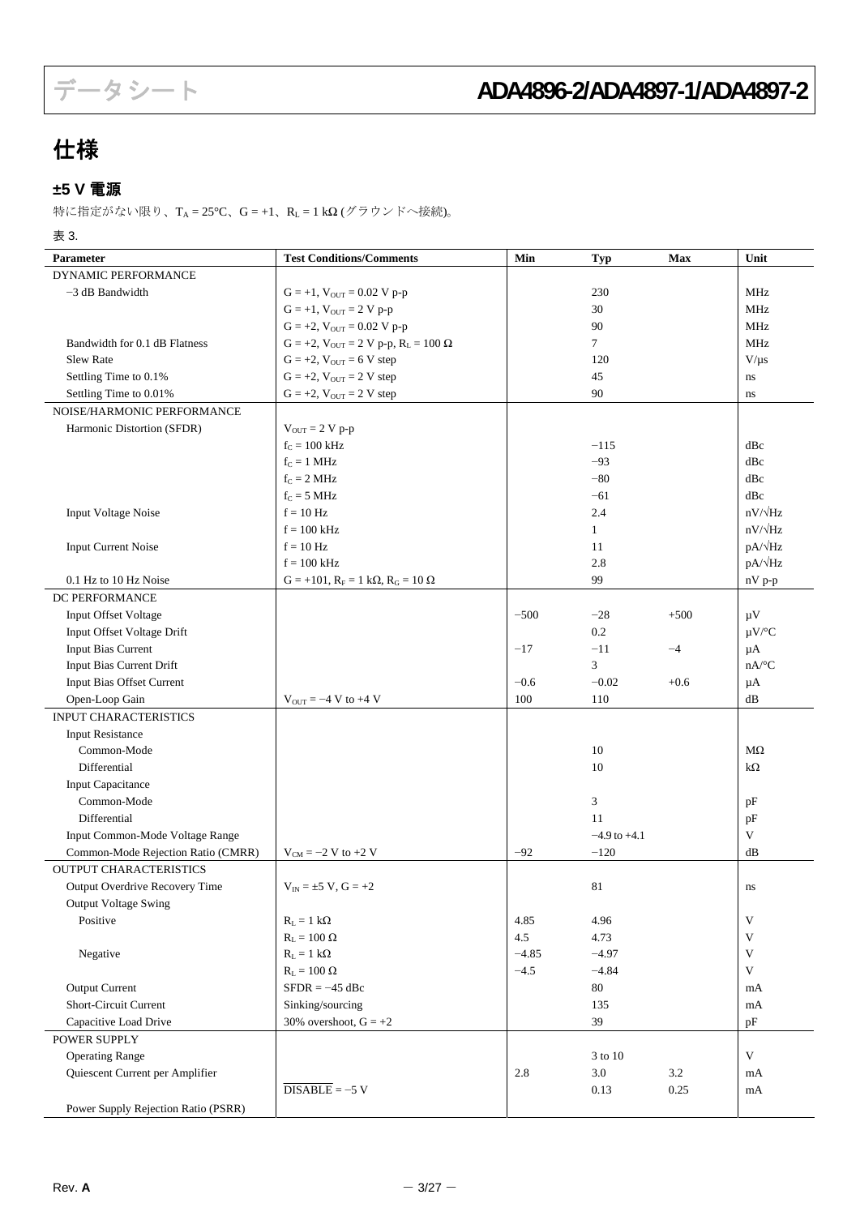## 仕様

### ±5 V 電源

特に指定がない限り、$T_A$ = 25°C、G = +1、$R_L$ = 1 kΩ (グラウンドへ接続)。

表 3.

| Parameter | Test Conditions/Comments | Min | Typ | Max | Unit |
|---|---|---|---|---|---|
| DYNAMIC PERFORMANCE | | | | | |
| −3 dB Bandwidth | G = +1, $V_{OUT}$ = 0.02 V p-p | | 230 | | MHz |
| | G = +1, $V_{OUT}$ = 2 V p-p | | 30 | | MHz |
| | G = +2, $V_{OUT}$ = 0.02 V p-p | | 90 | | MHz |
| Bandwidth for 0.1 dB Flatness | G = +2, $V_{OUT}$ = 2 V p-p, $R_L$ = 100 Ω | | 7 | | MHz |
| Slew Rate | G = +2, $V_{OUT}$ = 6 V step | | 120 | | V/μs |
| Settling Time to 0.1% | G = +2, $V_{OUT}$ = 2 V step | | 45 | | ns |
| Settling Time to 0.01% | G = +2, $V_{OUT}$ = 2 V step | | 90 | | ns |
| NOISE/HARMONIC PERFORMANCE | | | | | |
| Harmonic Distortion (SFDR) | $V_{OUT}$ = 2 V p-p | | | | |
| | $f_C$ = 100 kHz | | −115 | | dBc |
| | $f_C$ = 1 MHz | | −93 | | dBc |
| | $f_C$ = 2 MHz | | −80 | | dBc |
| | $f_C$ = 5 MHz | | −61 | | dBc |
| Input Voltage Noise | f = 10 Hz | | 2.4 | | nV/√Hz |
| | f = 100 kHz | | 1 | | nV/√Hz |
| Input Current Noise | f = 10 Hz | | 11 | | pA/√Hz |
| | f = 100 kHz | | 2.8 | | pA/√Hz |
| 0.1 Hz to 10 Hz Noise | G = +101, $R_F$ = 1 kΩ, $R_G$ = 10 Ω | | 99 | | nV p-p |
| DC PERFORMANCE | | | | | |
| Input Offset Voltage | | −500 | −28 | +500 | μV |
| Input Offset Voltage Drift | | | 0.2 | | μV/°C |
| Input Bias Current | | −17 | −11 | −4 | μA |
| Input Bias Current Drift | | | 3 | | nA/°C |
| Input Bias Offset Current | | −0.6 | −0.02 | +0.6 | μA |
| Open-Loop Gain | $V_{OUT}$ = −4 V to +4 V | 100 | 110 | | dB |
| INPUT CHARACTERISTICS | | | | | |
| Input Resistance | | | | | |
| Common-Mode | | | 10 | | MΩ |
| Differential | | | 10 | | kΩ |
| Input Capacitance | | | | | |
| Common-Mode | | | 3 | | pF |
| Differential | | | 11 | | pF |
| Input Common-Mode Voltage Range | | | −4.9 to +4.1 | | V |
| Common-Mode Rejection Ratio (CMRR) | $V_{CM}$ = −2 V to +2 V | −92 | −120 | | dB |
| OUTPUT CHARACTERISTICS | | | | | |
| Output Overdrive Recovery Time | $V_{IN}$ = ±5 V, G = +2 | | 81 | | ns |
| Output Voltage Swing | | | | | |
| Positive | $R_L$ = 1 kΩ | 4.85 | 4.96 | | V |
| | $R_L$ = 100 Ω | 4.5 | 4.73 | | V |
| Negative | $R_L$ = 1 kΩ | −4.85 | −4.97 | | V |
| | $R_L$ = 100 Ω | −4.5 | −4.84 | | V |
| Output Current | SFDR = −45 dBc | | 80 | | mA |
| Short-Circuit Current | Sinking/sourcing | | 135 | | mA |
| Capacitive Load Drive | 30% overshoot, G = +2 | | 39 | | pF |
| POWER SUPPLY | | | | | |
| Operating Range | | | 3 to 10 | | V |
| Quiescent Current per Amplifier | | 2.8 | 3.0 | 3.2 | mA |
| | $\overline{\text{DISABLE}}$ = −5 V | | 0.13 | 0.25 | mA |
| Power Supply Rejection Ratio (PSRR) | | | | | |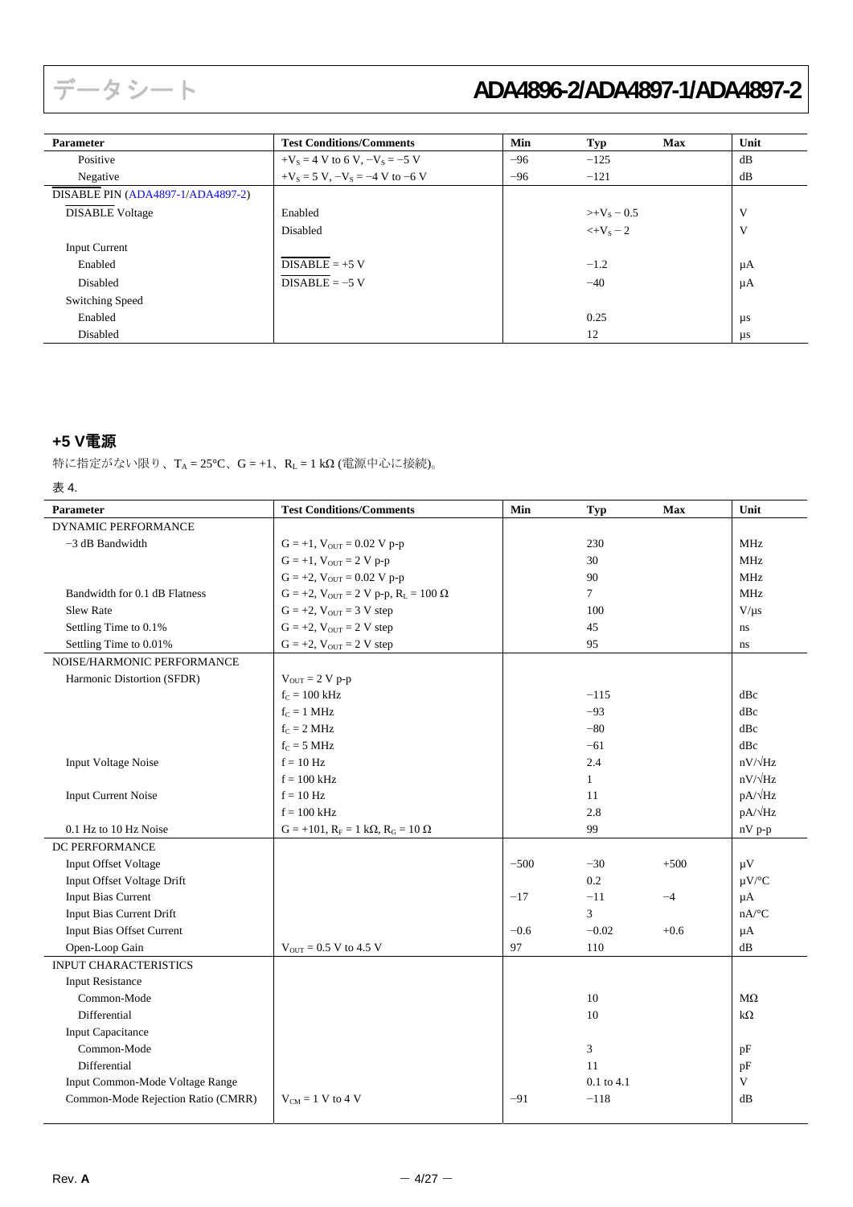| Parameter | Test Conditions/Comments | Min | Typ | Max | Unit |
|---|---|---|---|---|---|
| Positive | $+V_S$ = 4 V to 6 V, $-V_S$ = −5 V | −96 | −125 | | dB |
| Negative | $+V_S$ = 5 V, $-V_S$ = −4 V to −6 V | −96 | −121 | | dB |
| DISABLE PIN (ADA4897-1/ADA4897-2) | | | | | |
| $\overline{\text{DISABLE}}$ Voltage | Enabled | | $>+V_S - 0.5$ | | V |
| | Disabled | | $<+V_S - 2$ | | V |
| Input Current | | | | | |
| Enabled | $\overline{\text{DISABLE}}$ = +5 V | | −1.2 | | µA |
| Disabled | $\overline{\text{DISABLE}}$ = −5 V | | −40 | | µA |
| Switching Speed | | | | | |
| Enabled | | | 0.25 | | µs |
| Disabled | | | 12 | | µs |

## +5 V電源

特に指定がない限り、$T_A$ = 25°C、G = +1、$R_L$ = 1 kΩ (電源中心に接続)。

表 4.

| Parameter | Test Conditions/Comments | Min | Typ | Max | Unit |
|---|---|---|---|---|---|
| DYNAMIC PERFORMANCE | | | | | |
| −3 dB Bandwidth | G = +1, $V_{OUT}$ = 0.02 V p-p | | 230 | | MHz |
| | G = +1, $V_{OUT}$ = 2 V p-p | | 30 | | MHz |
| | G = +2, $V_{OUT}$ = 0.02 V p-p | | 90 | | MHz |
| Bandwidth for 0.1 dB Flatness | G = +2, $V_{OUT}$ = 2 V p-p, $R_L$ = 100 Ω | | 7 | | MHz |
| Slew Rate | G = +2, $V_{OUT}$ = 3 V step | | 100 | | V/µs |
| Settling Time to 0.1% | G = +2, $V_{OUT}$ = 2 V step | | 45 | | ns |
| Settling Time to 0.01% | G = +2, $V_{OUT}$ = 2 V step | | 95 | | ns |
| NOISE/HARMONIC PERFORMANCE | | | | | |
| Harmonic Distortion (SFDR) | $V_{OUT}$ = 2 V p-p | | | | |
| | $f_C$ = 100 kHz | | −115 | | dBc |
| | $f_C$ = 1 MHz | | −93 | | dBc |
| | $f_C$ = 2 MHz | | −80 | | dBc |
| | $f_C$ = 5 MHz | | −61 | | dBc |
| Input Voltage Noise | f = 10 Hz | | 2.4 | | nV/√Hz |
| | f = 100 kHz | | 1 | | nV/√Hz |
| Input Current Noise | f = 10 Hz | | 11 | | pA/√Hz |
| | f = 100 kHz | | 2.8 | | pA/√Hz |
| 0.1 Hz to 10 Hz Noise | G = +101, $R_F$ = 1 kΩ, $R_G$ = 10 Ω | | 99 | | nV p-p |
| DC PERFORMANCE | | | | | |
| Input Offset Voltage | | −500 | −30 | +500 | µV |
| Input Offset Voltage Drift | | | 0.2 | | µV/°C |
| Input Bias Current | | −17 | −11 | −4 | µA |
| Input Bias Current Drift | | | 3 | | nA/°C |
| Input Bias Offset Current | | −0.6 | −0.02 | +0.6 | µA |
| Open-Loop Gain | $V_{OUT}$ = 0.5 V to 4.5 V | 97 | 110 | | dB |
| INPUT CHARACTERISTICS | | | | | |
| Input Resistance | | | | | |
| Common-Mode | | | 10 | | MΩ |
| Differential | | | 10 | | kΩ |
| Input Capacitance | | | | | |
| Common-Mode | | | 3 | | pF |
| Differential | | | 11 | | pF |
| Input Common-Mode Voltage Range | | | 0.1 to 4.1 | | V |
| Common-Mode Rejection Ratio (CMRR) | $V_{CM}$ = 1 V to 4 V | −91 | −118 | | dB |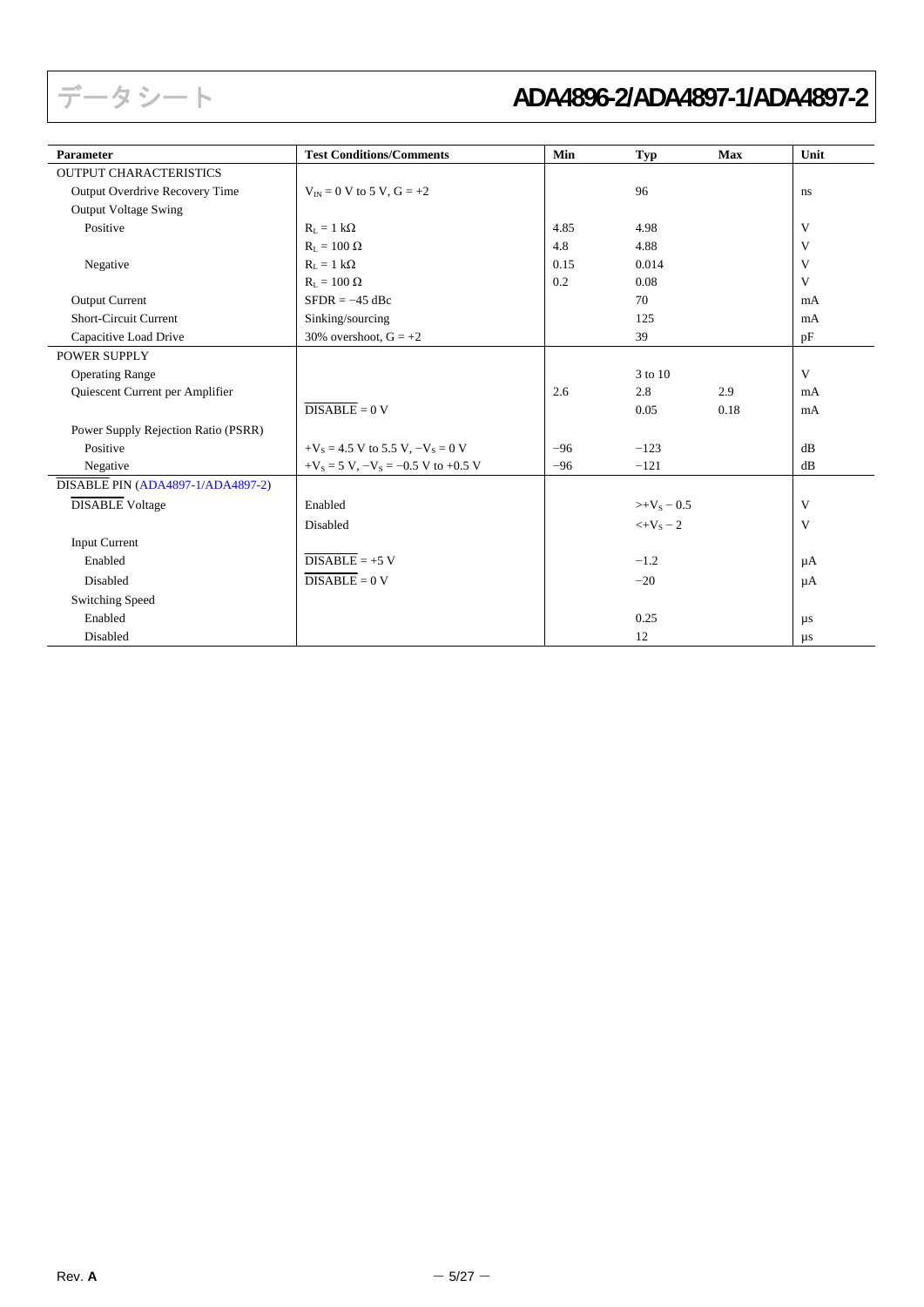| Parameter | Test Conditions/Comments | Min | Typ | Max | Unit |
|---|---|---|---|---|---|
| OUTPUT CHARACTERISTICS | | | | | |
| Output Overdrive Recovery Time | $V_{IN}$ = 0 V to 5 V, G = +2 | | 96 | | ns |
| Output Voltage Swing | | | | | |
| Positive | $R_L$ = 1 kΩ | 4.85 | 4.98 | | V |
| | $R_L$ = 100 Ω | 4.8 | 4.88 | | V |
| Negative | $R_L$ = 1 kΩ | 0.15 | 0.014 | | V |
| | $R_L$ = 100 Ω | 0.2 | 0.08 | | V |
| Output Current | SFDR = −45 dBc | | 70 | | mA |
| Short-Circuit Current | Sinking/sourcing | | 125 | | mA |
| Capacitive Load Drive | 30% overshoot, G = +2 | | 39 | | pF |
| POWER SUPPLY | | | | | |
| Operating Range | | | 3 to 10 | | V |
| Quiescent Current per Amplifier | | 2.6 | 2.8 | 2.9 | mA |
| | $\overline{\text{DISABLE}}$ = 0 V | | 0.05 | 0.18 | mA |
| Power Supply Rejection Ratio (PSRR) | | | | | |
| Positive | $+V_S$ = 4.5 V to 5.5 V, $-V_S$ = 0 V | −96 | −123 | | dB |
| Negative | $+V_S$ = 5 V, $-V_S$ = −0.5 V to +0.5 V | −96 | −121 | | dB |
| $\overline{\text{DISABLE}}$ PIN (ADA4897-1/ADA4897-2) | | | | | |
| $\overline{\text{DISABLE}}$ Voltage | Enabled | | $>+V_S - 0.5$ | | V |
| | Disabled | | $<+V_S - 2$ | | V |
| Input Current | | | | | |
| Enabled | $\overline{\text{DISABLE}}$ = +5 V | | −1.2 | | µA |
| Disabled | $\overline{\text{DISABLE}}$ = 0 V | | −20 | | µA |
| Switching Speed | | | | | |
| Enabled | | | 0.25 | | µs |
| Disabled | | | 12 | | µs |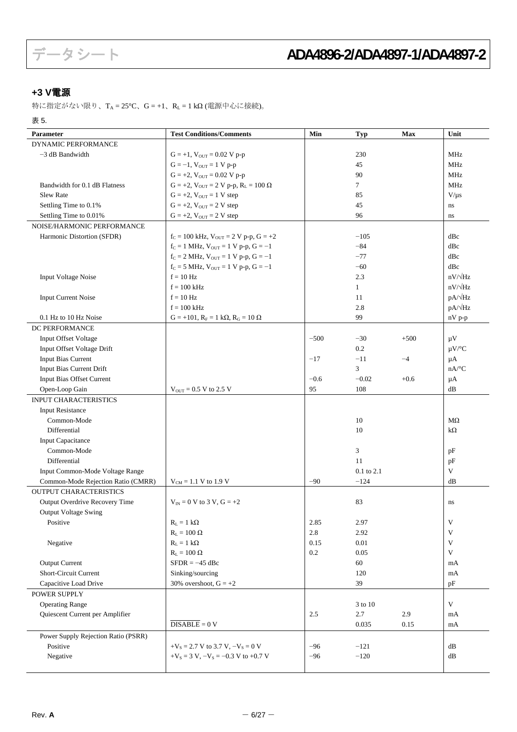## +3 V電源

特に指定がない限り、$T_A$ = 25°C、G = +1、$R_L$ = 1 kΩ (電源中心に接続)。

表 5.

| Parameter | Test Conditions/Comments | Min | Typ | Max | Unit |
|---|---|---|---|---|---|
| DYNAMIC PERFORMANCE | | | | | |
| −3 dB Bandwidth | G = +1, $V_{OUT}$ = 0.02 V p-p | | 230 | | MHz |
| | G = −1, $V_{OUT}$ = 1 V p-p | | 45 | | MHz |
| | G = +2, $V_{OUT}$ = 0.02 V p-p | | 90 | | MHz |
| Bandwidth for 0.1 dB Flatness | G = +2, $V_{OUT}$ = 2 V p-p, $R_L$ = 100 Ω | | 7 | | MHz |
| Slew Rate | G = +2, $V_{OUT}$ = 1 V step | | 85 | | V/μs |
| Settling Time to 0.1% | G = +2, $V_{OUT}$ = 2 V step | | 45 | | ns |
| Settling Time to 0.01% | G = +2, $V_{OUT}$ = 2 V step | | 96 | | ns |
| NOISE/HARMONIC PERFORMANCE | | | | | |
| Harmonic Distortion (SFDR) | $f_C$ = 100 kHz, $V_{OUT}$ = 2 V p-p, G = +2 | | −105 | | dBc |
| | $f_C$ = 1 MHz, $V_{OUT}$ = 1 V p-p, G = −1 | | −84 | | dBc |
| | $f_C$ = 2 MHz, $V_{OUT}$ = 1 V p-p, G = −1 | | −77 | | dBc |
| | $f_C$ = 5 MHz, $V_{OUT}$ = 1 V p-p, G = −1 | | −60 | | dBc |
| Input Voltage Noise | f = 10 Hz | | 2.3 | | nV/√Hz |
| | f = 100 kHz | | 1 | | nV/√Hz |
| Input Current Noise | f = 10 Hz | | 11 | | pA/√Hz |
| | f = 100 kHz | | 2.8 | | pA/√Hz |
| 0.1 Hz to 10 Hz Noise | G = +101, $R_F$ = 1 kΩ, $R_G$ = 10 Ω | | 99 | | nV p-p |
| DC PERFORMANCE | | | | | |
| Input Offset Voltage | | −500 | −30 | +500 | μV |
| Input Offset Voltage Drift | | | 0.2 | | μV/°C |
| Input Bias Current | | −17 | −11 | −4 | μA |
| Input Bias Current Drift | | | 3 | | nA/°C |
| Input Bias Offset Current | | −0.6 | −0.02 | +0.6 | μA |
| Open-Loop Gain | $V_{OUT}$ = 0.5 V to 2.5 V | 95 | 108 | | dB |
| INPUT CHARACTERISTICS | | | | | |
| Input Resistance | | | | | |
| Common-Mode | | | 10 | | MΩ |
| Differential | | | 10 | | kΩ |
| Input Capacitance | | | | | |
| Common-Mode | | | 3 | | pF |
| Differential | | | 11 | | pF |
| Input Common-Mode Voltage Range | | | 0.1 to 2.1 | | V |
| Common-Mode Rejection Ratio (CMRR) | $V_{CM}$ = 1.1 V to 1.9 V | −90 | −124 | | dB |
| OUTPUT CHARACTERISTICS | | | | | |
| Output Overdrive Recovery Time | $V_{IN}$ = 0 V to 3 V, G = +2 | | 83 | | ns |
| Output Voltage Swing | | | | | |
| Positive | $R_L$ = 1 kΩ | 2.85 | 2.97 | | V |
| | $R_L$ = 100 Ω | 2.8 | 2.92 | | V |
| Negative | $R_L$ = 1 kΩ | 0.15 | 0.01 | | V |
| | $R_L$ = 100 Ω | 0.2 | 0.05 | | V |
| Output Current | SFDR = −45 dBc | | 60 | | mA |
| Short-Circuit Current | Sinking/sourcing | | 120 | | mA |
| Capacitive Load Drive | 30% overshoot, G = +2 | | 39 | | pF |
| POWER SUPPLY | | | | | |
| Operating Range | | | 3 to 10 | | V |
| Quiescent Current per Amplifier | | 2.5 | 2.7 | 2.9 | mA |
| | $\overline{DISABLE}$ = 0 V | | 0.035 | 0.15 | mA |
| Power Supply Rejection Ratio (PSRR) | | | | | |
| Positive | $+V_S$ = 2.7 V to 3.7 V, $-V_S$ = 0 V | −96 | −121 | | dB |
| Negative | $+V_S$ = 3 V, $-V_S$ = −0.3 V to +0.7 V | −96 | −120 | | dB |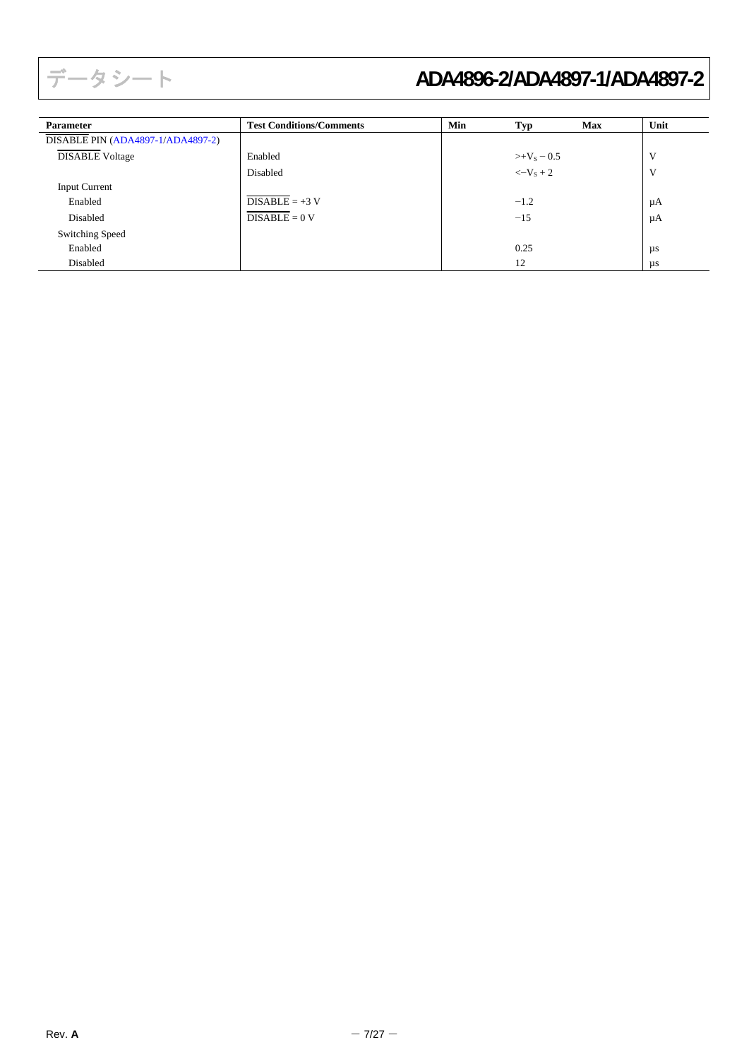| Parameter | Test Conditions/Comments | Min | Typ | Max | Unit |
|---|---|---|---|---|---|
| $\overline{\text{DISABLE}}$ PIN (ADA4897-1/ADA4897-2) | | | | | |
| $\overline{\text{DISABLE}}$ Voltage | Enabled | | $>+V_S - 0.5$ | | V |
| | Disabled | | $<-V_S + 2$ | | V |
| Input Current | | | | | |
| Enabled | $\overline{\text{DISABLE}}$ = +3 V | | −1.2 | | μA |
| Disabled | $\overline{\text{DISABLE}}$ = 0 V | | −15 | | μA |
| Switching Speed | | | | | |
| Enabled | | | 0.25 | | μs |
| Disabled | | | 12 | | μs |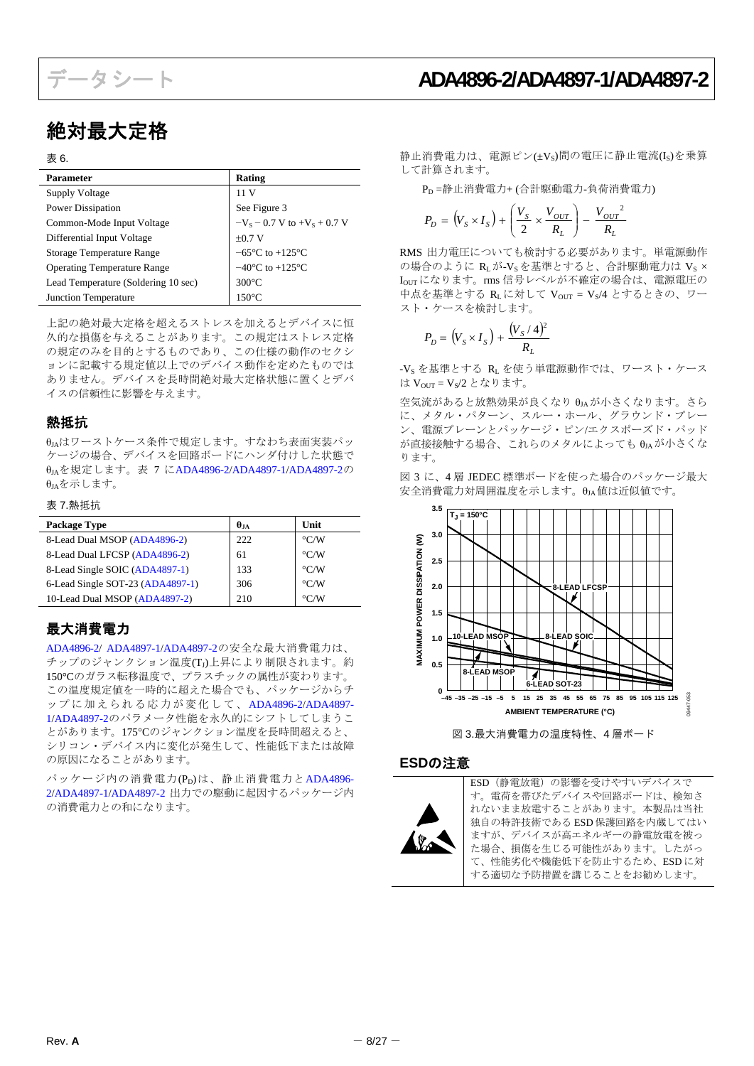## 絶対最大定格

表 6.

| Parameter | Rating |
|---|---|
| Supply Voltage | 11 V |
| Power Dissipation | See Figure 3 |
| Common-Mode Input Voltage | $-V_S - 0.7$ V to $+V_S + 0.7$ V |
| Differential Input Voltage | ±0.7 V |
| Storage Temperature Range | −65°C to +125°C |
| Operating Temperature Range | −40°C to +125°C |
| Lead Temperature (Soldering 10 sec) | 300°C |
| Junction Temperature | 150°C |

上記の絶対最大定格を超えるストレスを加えるとデバイスに恒久的な損傷を与えることがあります。この規定はストレス定格の規定のみを目的とするものであり、この仕様の動作のセクションに記載する規定値以上でのデバイス動作を定めたものではありません。デバイスを長時間絶対最大定格状態に置くとデバイスの信頼性に影響を与えます。

### 熱抵抗

$\theta_{JA}$はワーストケース条件で規定します。すなわち表面実装パッケージの場合、デバイスを回路ボードにハンダ付けした状態で$\theta_{JA}$を規定します。表 7 にADA4896-2/ADA4897-1/ADA4897-2の$\theta_{JA}$を示します。

表 7.熱抵抗

| Package Type | $\theta_{JA}$ | Unit |
|---|---|---|
| 8-Lead Dual MSOP (ADA4896-2) | 222 | °C/W |
| 8-Lead Dual LFCSP (ADA4896-2) | 61 | °C/W |
| 8-Lead Single SOIC (ADA4897-1) | 133 | °C/W |
| 6-Lead Single SOT-23 (ADA4897-1) | 306 | °C/W |
| 10-Lead Dual MSOP (ADA4897-2) | 210 | °C/W |

### 最大消費電力

ADA4896-2/ ADA4897-1/ADA4897-2の安全な最大消費電力は、チップのジャンクション温度($T_J$)上昇により制限されます。約150°Cのガラス転移温度で、プラスチックの属性が変わります。この温度規定値を一時的に超えた場合でも、パッケージからチップに加えられる応力が変化して、ADA4896-2/ADA4897-1/ADA4897-2のパラメータ性能を永久的にシフトしてしまうことがあります。175°Cのジャンクション温度を長時間超えると、シリコン・デバイス内に変化が発生して、性能低下または故障の原因になることがあります。

パッケージ内の消費電力($P_D$)は、静止消費電力とADA4896-2/ADA4897-1/ADA4897-2 出力での駆動に起因するパッケージ内の消費電力との和になります。

静止消費電力は、電源ピン(±$V_S$)間の電圧に静止電流($I_S$)を乗算して計算されます。

$P_D$ =静止消費電力+ (合計駆動電力-負荷消費電力)

$$P_D = (V_S \times I_S) + \left(\frac{V_S}{2} \times \frac{V_{OUT}}{R_L}\right) - \frac{V_{OUT}{}^2}{R_L}$$

RMS 出力電圧についても検討する必要があります。単電源動作の場合のように $R_L$が-$V_S$を基準とすると、合計駆動電力は $V_S \times I_{OUT}$になります。rms 信号レベルが不確定の場合は、電源電圧の中点を基準とする $R_L$に対して $V_{OUT} = V_S/4$ とするときの、ワースト・ケースを検討します。

$$P_D = (V_S \times I_S) + \frac{(V_S/4)^2}{R_L}$$

-$V_S$を基準とする $R_L$を使う単電源動作では、ワースト・ケースは $V_{OUT} = V_S/2$ となります。

空気流があると放熱効果が良くなり $\theta_{JA}$が小さくなります。さらに、メタル・パターン、スルー・ホール、グラウンド・プレーン、電源プレーンとパッケージ・ピン/エクスポーズド・パッドが直接接触する場合、これらのメタルによっても $\theta_{JA}$が小さくなります。

図 3 に、4 層 JEDEC 標準ボードを使った場合のパッケージ最大安全消費電力対周囲温度を示します。$\theta_{JA}$値は近似値です。

図 3.最大消費電力の温度特性、4 層ボード

### ESDの注意

ESD（静電放電）の影響を受けやすいデバイスです。電荷を帯びたデバイスや回路ボードは、検知されないまま放電することがあります。本製品は当社独自の特許技術である ESD 保護回路を内蔵してはいますが、デバイスが高エネルギーの静電放電を被った場合、損傷を生じる可能性があります。したがって、性能劣化や機能低下を防止するため、ESD に対する適切な予防措置を講じることをお勧めします。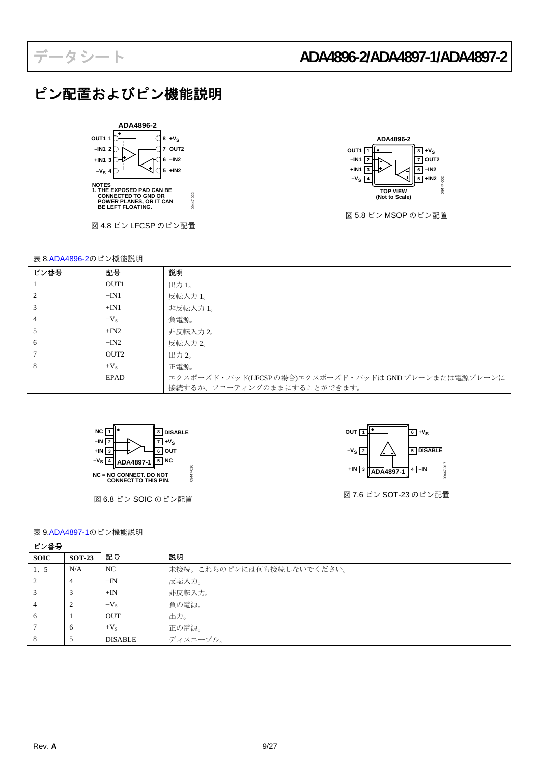# ピン配置およびピン機能説明

図 4.8 ピン LFCSP のピン配置

図 5.8 ピン MSOP のピン配置

表 8.ADA4896-2のピン機能説明

| ピン番号 | 記号 | 説明 |
|---|---|---|
| 1 | OUT1 | 出力 1。 |
| 2 | −IN1 | 反転入力 1。 |
| 3 | +IN1 | 非反転入力 1。 |
| 4 | $-V_S$ | 負電源。 |
| 5 | +IN2 | 非反転入力 2。 |
| 6 | −IN2 | 反転入力 2。 |
| 7 | OUT2 | 出力 2。 |
| 8 | $+V_S$ | 正電源。 |
| | EPAD | エクスポーズド・パッド(LFCSP の場合)エクスポーズド・パッドは GND プレーンまたは電源プレーンに接続するか、フローティングのままにすることができます。 |

図 6.8 ピン SOIC のピン配置

図 7.6 ピン SOT-23 のピン配置

表 9.ADA4897-1のピン機能説明

| ピン番号 | | 記号 | 説明 |
|---|---|---|---|
| **SOIC** | **SOT-23** | | |
| 1、5 | N/A | NC | 未接続。これらのピンには何も接続しないでください。 |
| 2 | 4 | −IN | 反転入力。 |
| 3 | 3 | +IN | 非反転入力。 |
| 4 | 2 | $-V_S$ | 負の電源。 |
| 6 | 1 | OUT | 出力。 |
| 7 | 6 | $+V_S$ | 正の電源。 |
| 8 | 5 | $\overline{\text{DISABLE}}$ | ディスエーブル。 |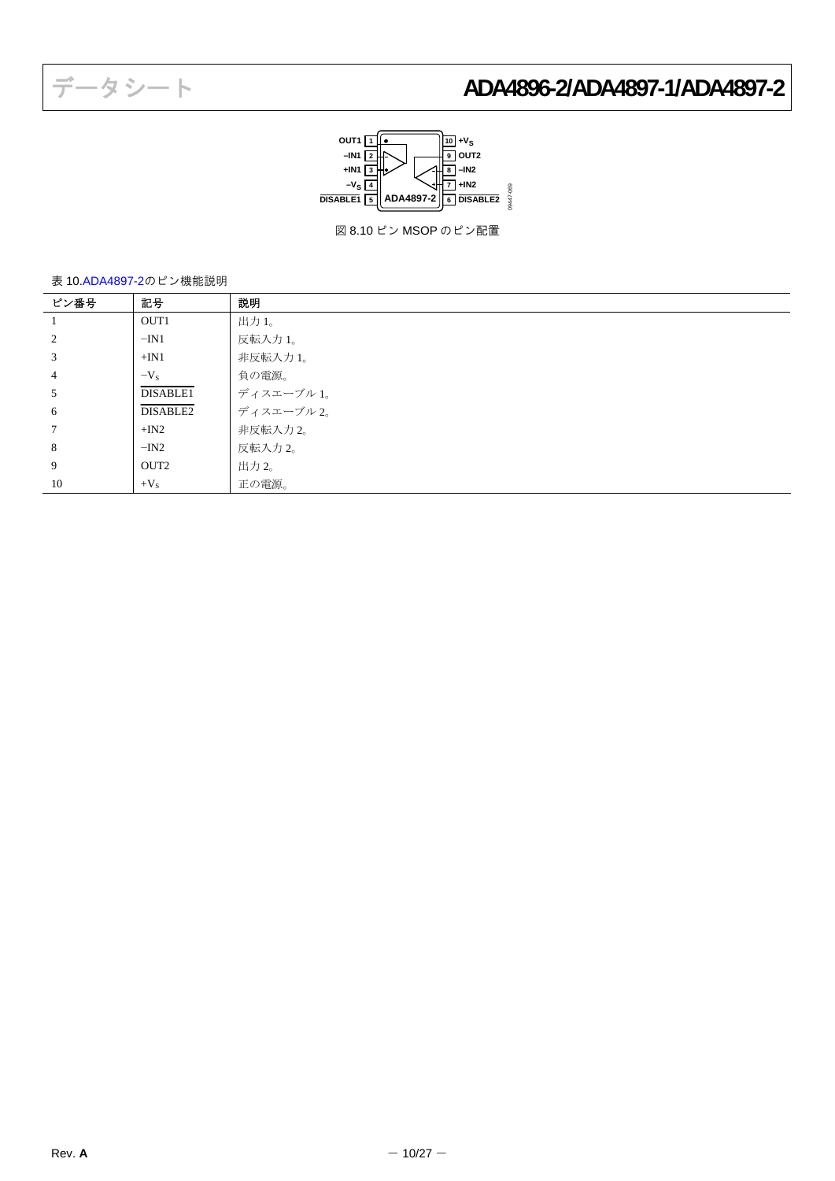図 8.10 ピン MSOP のピン配置

表 10.ADA4897-2のピン機能説明

| ピン番号 | 記号 | 説明 |
|---|---|---|
| 1 | OUT1 | 出力 1。 |
| 2 | −IN1 | 反転入力 1。 |
| 3 | +IN1 | 非反転入力 1。 |
| 4 | $-V_S$ | 負の電源。 |
| 5 | $\overline{\text{DISABLE1}}$ | ディスエーブル 1。 |
| 6 | $\overline{\text{DISABLE2}}$ | ディスエーブル 2。 |
| 7 | +IN2 | 非反転入力 2。 |
| 8 | −IN2 | 反転入力 2。 |
| 9 | OUT2 | 出力 2。 |
| 10 | $+V_S$ | 正の電源。 |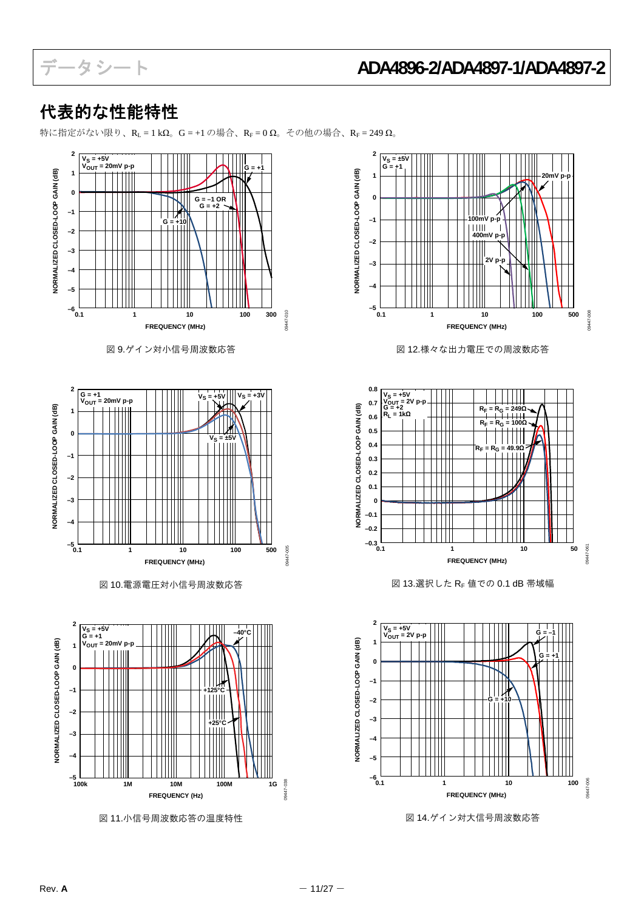## 代表的な性能特性

特に指定がない限り、$R_L$ = 1 kΩ。G = +1 の場合、$R_F$ = 0 Ω。その他の場合、$R_F$ = 249 Ω。

図 9.ゲイン対小信号周波数応答

図 12.様々な出力電圧での周波数応答

図 10.電源電圧対小信号周波数応答

図 13.選択した $R_F$ 値での 0.1 dB 帯域幅

図 11.小信号周波数応答の温度特性

図 14.ゲイン対大信号周波数応答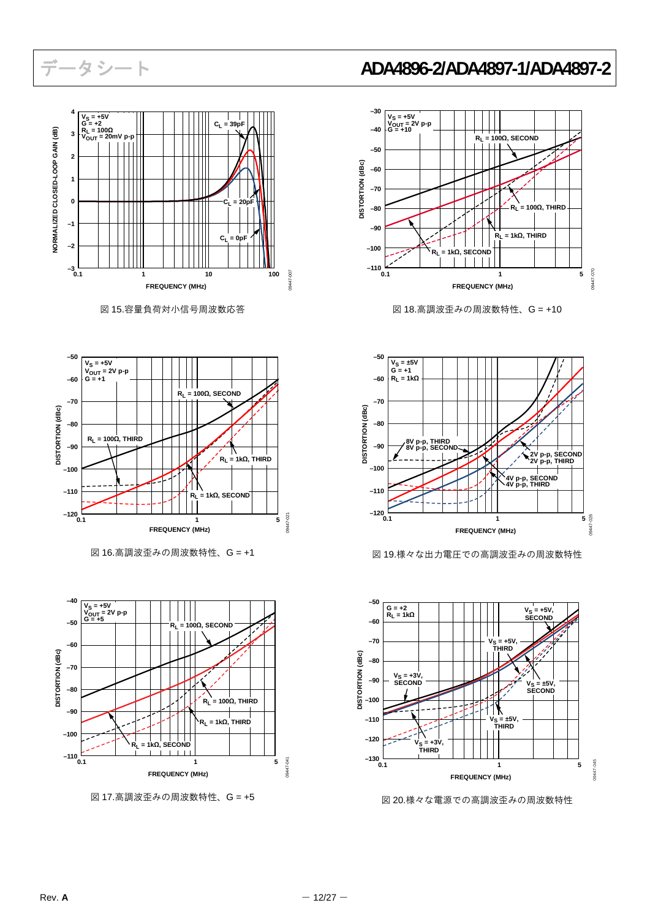図 15.容量負荷対小信号周波数応答

図 18.高調波歪みの周波数特性、G = +10

図 16.高調波歪みの周波数特性、G = +1

図 19.様々な出力電圧での高調波歪みの周波数特性

図 17.高調波歪みの周波数特性、G = +5

図 20.様々な電源での高調波歪みの周波数特性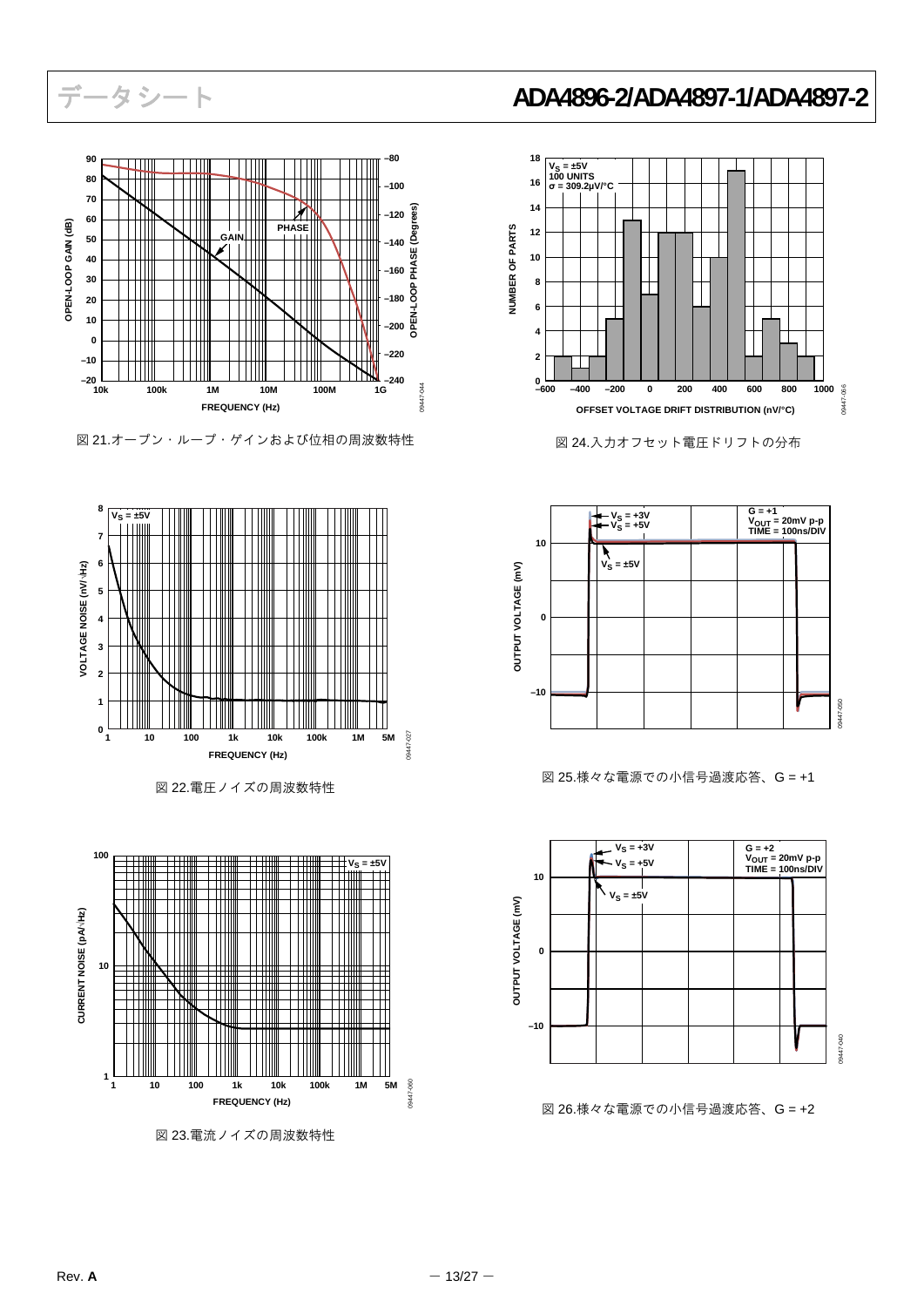図 21.オープン・ループ・ゲインおよび位相の周波数特性

図 24.入力オフセット電圧ドリフトの分布

図 22.電圧ノイズの周波数特性

図 25.様々な電源での小信号過渡応答、G = +1

図 23.電流ノイズの周波数特性

図 26.様々な電源での小信号過渡応答、G = +2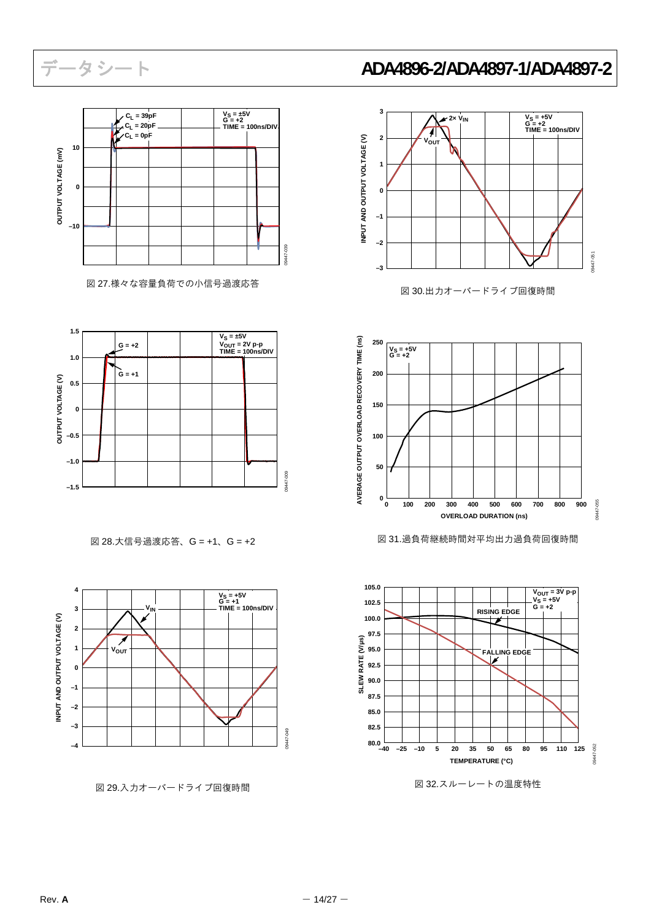図 27.様々な容量負荷での小信号過渡応答

図 30.出力オーバードライブ回復時間

図 28.大信号過渡応答、G = +1、G = +2

図 31.過負荷継続時間対平均出力過負荷回復時間

図 29.入力オーバードライブ回復時間

図 32.スルーレートの温度特性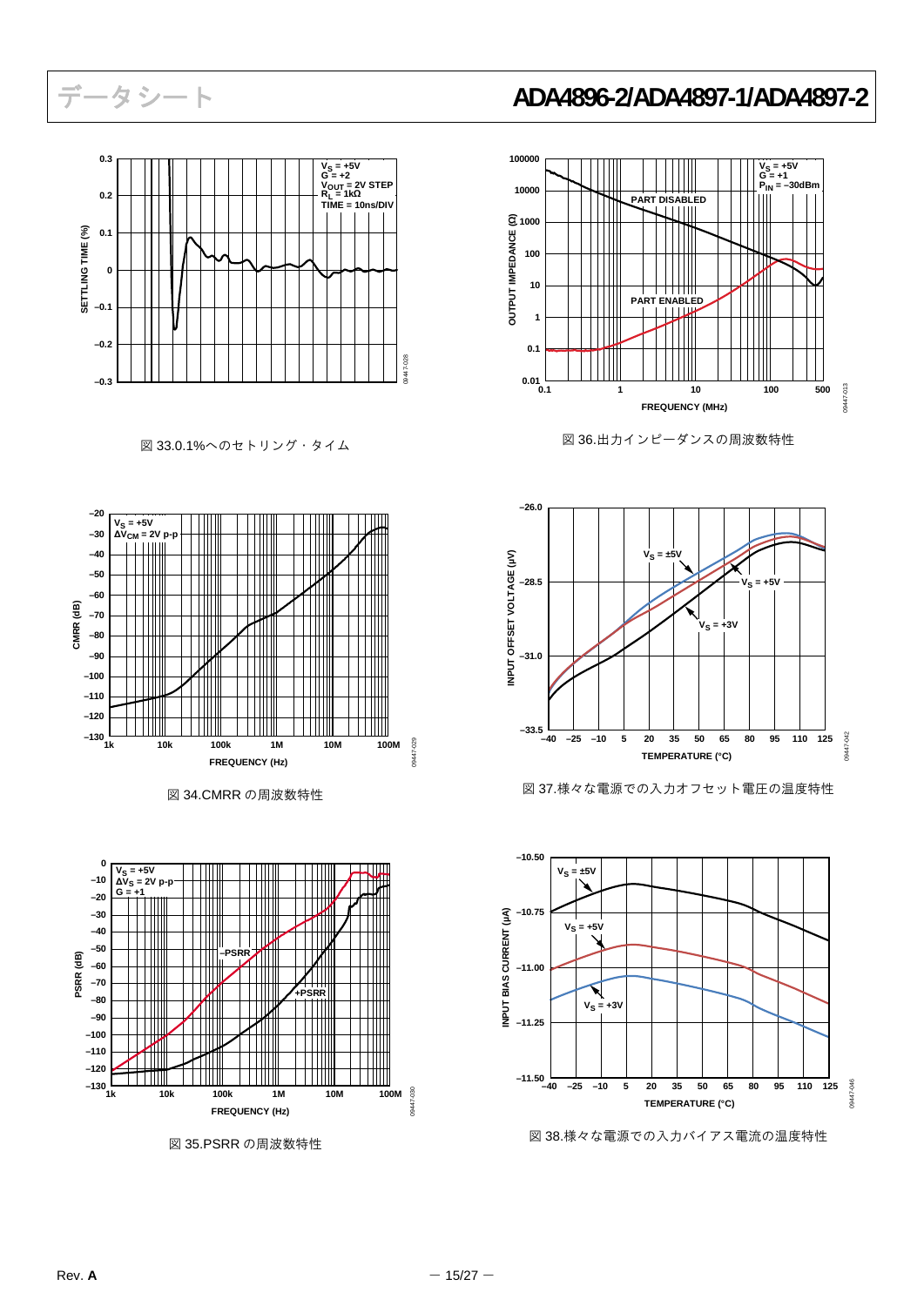図 33.0.1%へのセトリング・タイム

図 36.出力インピーダンスの周波数特性

図 34.CMRR の周波数特性

図 37.様々な電源での入力オフセット電圧の温度特性

図 35.PSRR の周波数特性

図 38.様々な電源での入力バイアス電流の温度特性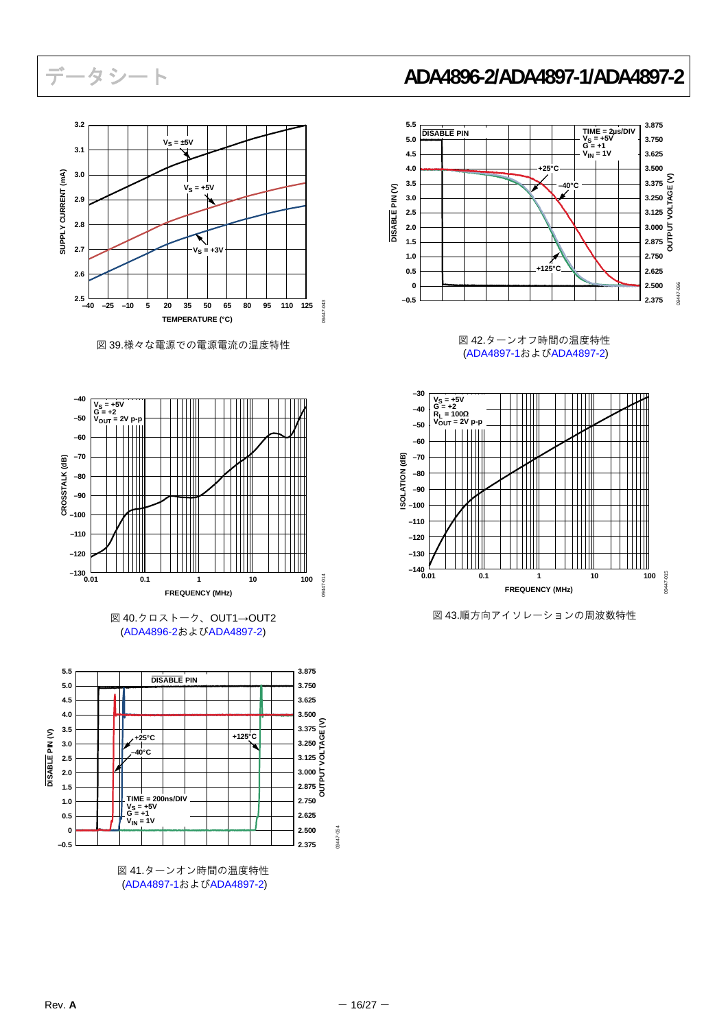図 39.様々な電源での電源電流の温度特性

図 40.クロストーク、OUT1→OUT2
(ADA4896-2およびADA4897-2)

図 41.ターンオン時間の温度特性
(ADA4897-1およびADA4897-2)

図 42.ターンオフ時間の温度特性
(ADA4897-1およびADA4897-2)

図 43.順方向アイソレーションの周波数特性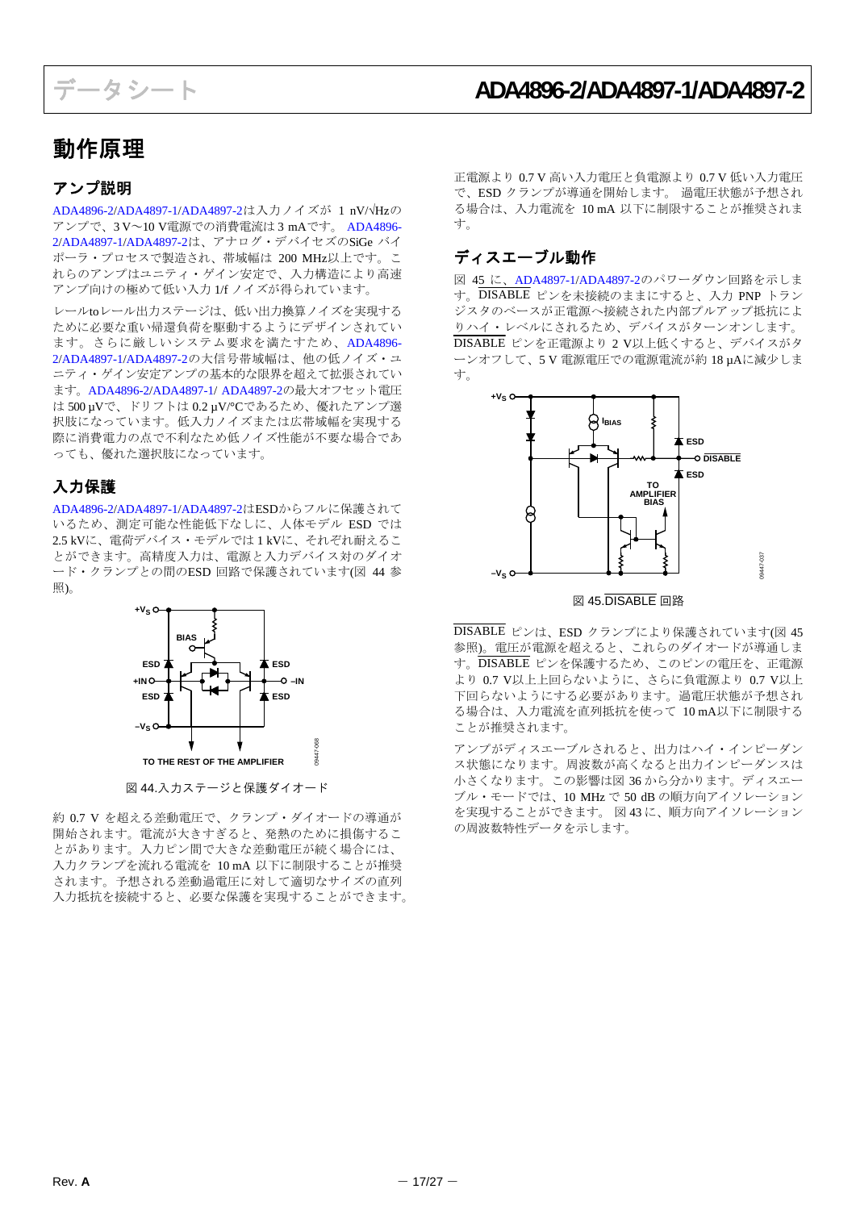# 動作原理

## アンプ説明

ADA4896-2/ADA4897-1/ADA4897-2は入力ノイズが 1 nV/√Hzのアンプで、3 V～10 V電源での消費電流は 3 mAです。 ADA4896-2/ADA4897-1/ADA4897-2は、アナログ・デバイセズのSiGe バイポーラ・プロセスで製造され、帯域幅は 200 MHz以上です。これらのアンプはユニティ・ゲイン安定で、入力構造により高速アンプ向けの極めて低い入力 1/f ノイズが得られています。

レールtoレール出力ステージは、低い出力換算ノイズを実現するために必要な重い帰還負荷を駆動するようにデザインされています。さらに厳しいシステム要求を満たすため、ADA4896-2/ADA4897-1/ADA4897-2の大信号帯域幅は、他の低ノイズ・ユニティ・ゲイン安定アンプの基本的な限界を超えて拡張されています。ADA4896-2/ADA4897-1/ ADA4897-2の最大オフセット電圧は 500 µVで、ドリフトは 0.2 µV/°Cであるため、優れたアンプ選択肢になっています。低入力ノイズまたは広帯域幅を実現する際に消費電力の点で不利なため低ノイズ性能が不要な場合であっても、優れた選択肢になっています。

## 入力保護

ADA4896-2/ADA4897-1/ADA4897-2はESDからフルに保護されているため、測定可能な性能低下なしに、人体モデル ESD では 2.5 kVに、電荷デバイス・モデルでは 1 kVに、それぞれ耐えることができます。高精度入力は、電源と入力デバイス対のダイオード・クランプとの間のESD 回路で保護されています(図 44 参照)。

図 44.入力ステージと保護ダイオード

約 0.7 V を超える差動電圧で、クランプ・ダイオードの導通が開始されます。電流が大きすぎると、発熱のために損傷することがあります。入力ピン間で大きな差動電圧が続く場合には、入力クランプを流れる電流を 10 mA 以下に制限することが推奨されます。予想される差動過電圧に対して適切なサイズの直列入力抵抗を接続すると、必要な保護を実現することができます。

正電源より 0.7 V 高い入力電圧と負電源より 0.7 V 低い入力電圧で、ESD クランプが導通を開始します。 過電圧状態が予想される場合は、入力電流を 10 mA 以下に制限することが推奨されます。

## ディスエーブル動作

図 45 に、ADA4897-1/ADA4897-2のパワーダウン回路を示します。DISABLE ピンを未接続のままにすると、入力 PNP トランジスタのベースが正電源へ接続された内部プルアップ抵抗によりハイ・レベルにされるため、デバイスがターンオンします。DISABLE ピンを正電源より 2 V以上低くすると、デバイスがターンオフして、5 V 電源電圧での電源電流が約 18 µAに減少します。

図 45.DISABLE 回路

DISABLE ピンは、ESD クランプにより保護されています(図 45 参照)。電圧が電源を超えると、これらのダイオードが導通します。DISABLE ピンを保護するため、このピンの電圧を、正電源より 0.7 V以上上回らないように、さらに負電源より 0.7 V以上下回らないようにする必要があります。過電圧状態が予想される場合は、入力電流を直列抵抗を使って 10 mA以下に制限することが推奨されます。

アンプがディスエーブルされると、出力はハイ・インピーダンス状態になります。周波数が高くなると出力インピーダンスは小さくなります。この影響は図 36 から分かります。ディスエーブル・モードでは、10 MHz で 50 dB の順方向アイソレーションを実現することができます。 図 43 に、順方向アイソレーションの周波数特性データを示します。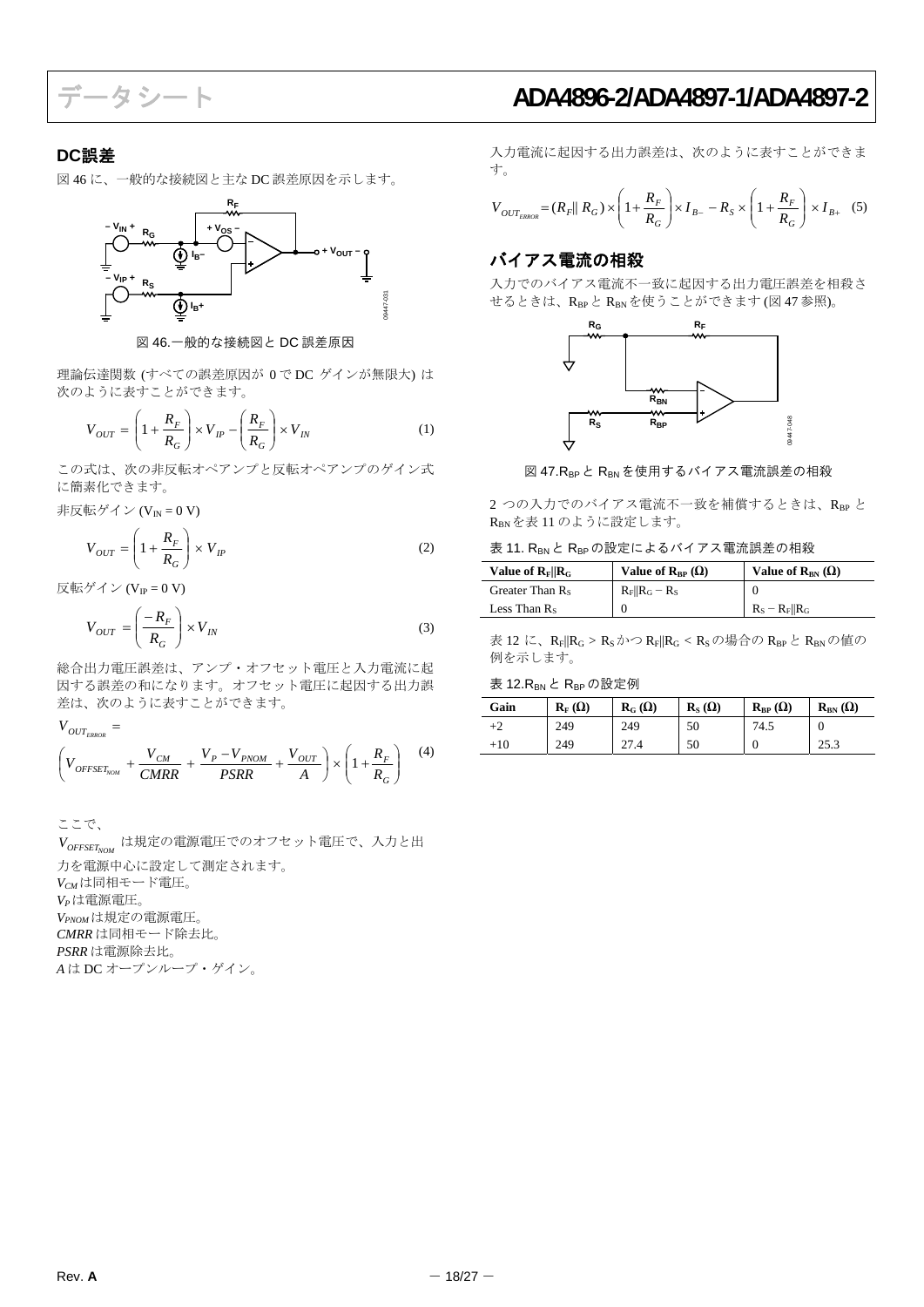## DC誤差

図 46 に、一般的な接続図と主な DC 誤差原因を示します。

図 46.一般的な接続図と DC 誤差原因

理論伝達関数 (すべての誤差原因が 0 で DC ゲインが無限大) は次のように表すことができます。

$$V_{OUT} = \left(1 + \frac{R_F}{R_G}\right) \times V_{IP} - \left(\frac{R_F}{R_G}\right) \times V_{IN} \quad (1)$$

この式は、次の非反転オペアンプと反転オペアンプのゲイン式に簡素化できます。

非反転ゲイン ($V_{IN}$ = 0 V)

$$V_{OUT} = \left(1 + \frac{R_F}{R_G}\right) \times V_{IP} \quad (2)$$

反転ゲイン ($V_{IP}$ = 0 V)

$$V_{OUT} = \left(\frac{-R_F}{R_G}\right) \times V_{IN} \quad (3)$$

総合出力電圧誤差は、アンプ・オフセット電圧と入力電流に起因する誤差の和になります。オフセット電圧に起因する出力誤差は、次のように表すことができます。

$$V_{OUT_{ERROR}} = \left(V_{OFFSET_{NOM}} + \frac{V_{CM}}{CMRR} + \frac{V_P - V_{PNOM}}{PSRR} + \frac{V_{OUT}}{A}\right) \times \left(1 + \frac{R_F}{R_G}\right) \quad (4)$$

ここで、

$V_{OFFSET_{NOM}}$ は規定の電源電圧でのオフセット電圧で、入力と出力を電源中心に設定して測定されます。
$V_{CM}$ は同相モード電圧。
$V_P$ は電源電圧。
$V_{PNOM}$ は規定の電源電圧。
*CMRR* は同相モード除去比。
*PSRR* は電源除去比。
*A* は DC オープンループ・ゲイン。

入力電流に起因する出力誤差は、次のように表すことができます。

$$V_{OUT_{ERROR}} = (R_F \| R_G) \times \left(1 + \frac{R_F}{R_G}\right) \times I_{B-} - R_S \times \left(1 + \frac{R_F}{R_G}\right) \times I_{B+} \quad (5)$$

## バイアス電流の相殺

入力でのバイアス電流不一致に起因する出力電圧誤差を相殺させるときは、$R_{BP}$ と $R_{BN}$ を使うことができます (図 47 参照)。

図 47.$R_{BP}$ と $R_{BN}$ を使用するバイアス電流誤差の相殺

2 つの入力でのバイアス電流不一致を補償するときは、$R_{BP}$ と $R_{BN}$ を表 11 のように設定します。

表 11. $R_{BN}$ と $R_{BP}$ の設定によるバイアス電流誤差の相殺

| Value of $R_F \| R_G$ | Value of $R_{BP}$ (Ω) | Value of $R_{BN}$ (Ω) |
|---|---|---|
| Greater Than $R_S$ | $R_F \| R_G - R_S$ | 0 |
| Less Than $R_S$ | 0 | $R_S - R_F \| R_G$ |

表 12 に、$R_F \| R_G > R_S$ かつ $R_F \| R_G < R_S$ の場合の $R_{BP}$ と $R_{BN}$ の値の例を示します。

表 12.$R_{BN}$ と $R_{BP}$ の設定例

| Gain | $R_F$ (Ω) | $R_G$ (Ω) | $R_S$ (Ω) | $R_{BP}$ (Ω) | $R_{BN}$ (Ω) |
|---|---|---|---|---|---|
| +2 | 249 | 249 | 50 | 74.5 | 0 |
| +10 | 249 | 27.4 | 50 | 0 | 25.3 |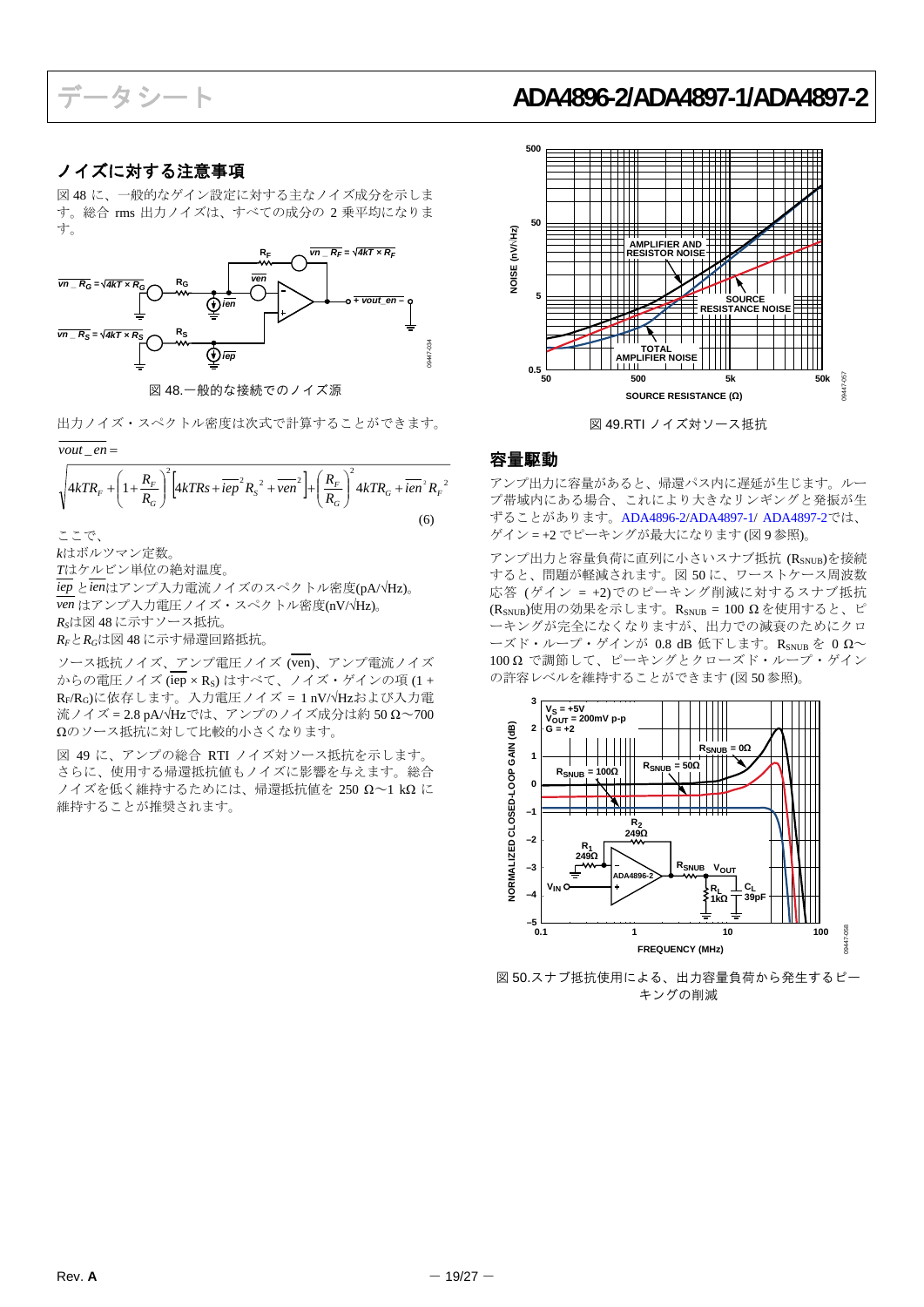## ノイズに対する注意事項

図 48 に、一般的なゲイン設定に対する主なノイズ成分を示します。総合 rms 出力ノイズは、すべての成分の 2 乗平均になります。

図 48.一般的な接続でのノイズ源

出力ノイズ・スペクトル密度は次式で計算することができます。

$$\overline{vout\_en} = \sqrt{4kTR_F + \left(1+\frac{R_F}{R_G}\right)^2\left[4kTRs + \overline{iep}^2 R_S^{\ 2} + \overline{ven}^2\right] + \left(\frac{R_F}{R_G}\right)^2 4kTR_G + \overline{ien}^2 R_F^{\ 2}} \quad (6)$$

ここで、

$k$はボルツマン定数。

$T$はケルビン単位の絶対温度。

$\overline{iep}$ と$\overline{ien}$はアンプ入力電流ノイズのスペクトル密度(pA/√Hz)。

$\overline{ven}$ はアンプ入力電圧ノイズ・スペクトル密度(nV/√Hz)。

$R_S$は図 48 に示すソース抵抗。

$R_F$と$R_G$は図 48 に示す帰還回路抵抗。

ソース抵抗ノイズ、アンプ電圧ノイズ ($\overline{ven}$)、アンプ電流ノイズからの電圧ノイズ ($\overline{iep}$ × $R_S$) はすべて、ノイズ・ゲインの項 (1 + $R_F$/$R_G$)に依存します。入力電圧ノイズ = 1 nV/√Hzおよび入力電流ノイズ = 2.8 pA/√Hzでは、アンプのノイズ成分は約 50 Ω〜700 Ωのソース抵抗に対して比較的小さくなります。

図 49 に、アンプの総合 RTI ノイズ対ソース抵抗を示します。さらに、使用する帰還抵抗値もノイズに影響を与えます。総合ノイズを低く維持するためには、帰還抵抗値を 250 Ω〜1 kΩ に維持することが推奨されます。

図 49.RTI ノイズ対ソース抵抗

## 容量駆動

アンプ出力に容量があると、帰還パス内に遅延が生じます。ループ帯域内にある場合、これにより大きなリンギングと発振が生ずることがあります。ADA4896-2/ADA4897-1/ ADA4897-2では、ゲイン = +2 でピーキングが最大になります (図 9 参照)。

アンプ出力と容量負荷に直列に小さいスナブ抵抗 ($R_{SNUB}$)を接続すると、問題が軽減されます。図 50 に、ワーストケース周波数応答 (ゲイン = +2)でのピーキング削減に対するスナブ抵抗($R_{SNUB}$)使用の効果を示します。$R_{SNUB}$ = 100 Ω を使用すると、ピーキングが完全になくなりますが、出力での減衰のためにクローズド・ループ・ゲインが 0.8 dB 低下します。$R_{SNUB}$ を 0 Ω〜100 Ω で調節して、ピーキングとクローズド・ループ・ゲインの許容レベルを維持することができます (図 50 参照)。

図 50.スナブ抵抗使用による、出力容量負荷から発生するピーキングの削減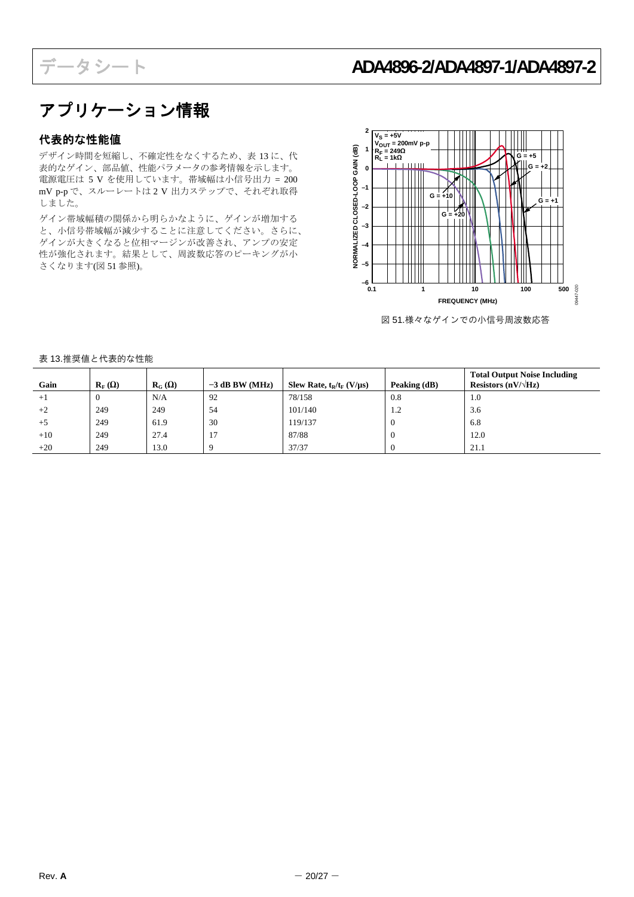# アプリケーション情報

## 代表的な性能値

デザイン時間を短縮し、不確定性をなくするため、表 13 に、代表的なゲイン、部品値、性能パラメータの参考情報を示します。電源電圧は 5 V を使用しています。帯域幅は小信号出力 = 200 mV p-p で、スルーレートは 2 V 出力ステップで、それぞれ取得しました。

ゲイン帯域幅積の関係から明らかなように、ゲインが増加すると、小信号帯域幅が減少することに注意してください。さらに、ゲインが大きくなると位相マージンが改善され、アンプの安定性が強化されます。結果として、周波数応答のピーキングが小さくなります(図 51 参照)。

図 51.様々なゲインでの小信号周波数応答

表 13.推奨値と代表的な性能

| Gain | $R_F$ (Ω) | $R_G$ (Ω) | −3 dB BW (MHz) | Slew Rate, $t_R/t_F$ (V/μs) | Peaking (dB) | Total Output Noise Including Resistors (nV/√Hz) |
|---|---|---|---|---|---|---|
| +1 | 0 | N/A | 92 | 78/158 | 0.8 | 1.0 |
| +2 | 249 | 249 | 54 | 101/140 | 1.2 | 3.6 |
| +5 | 249 | 61.9 | 30 | 119/137 | 0 | 6.8 |
| +10 | 249 | 27.4 | 17 | 87/88 | 0 | 12.0 |
| +20 | 249 | 13.0 | 9 | 37/37 | 0 | 21.1 |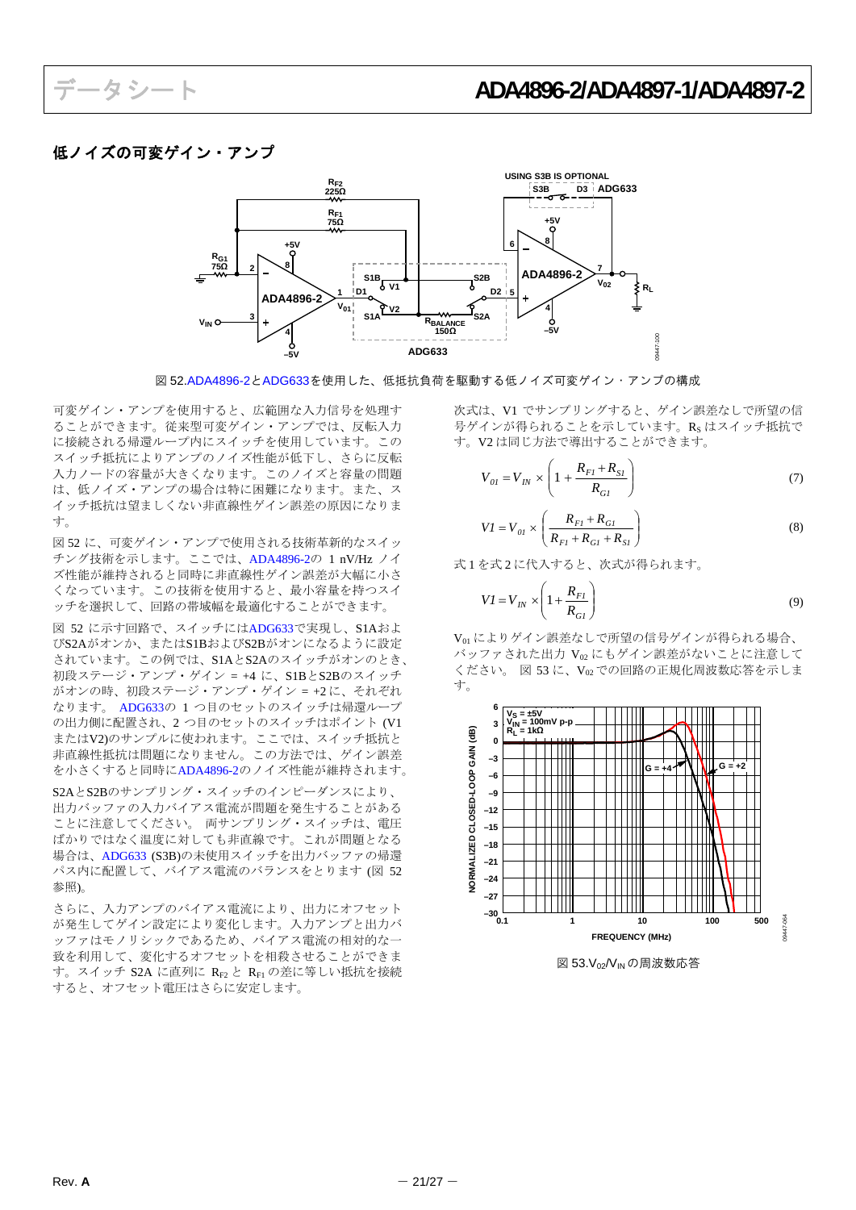## 低ノイズの可変ゲイン・アンプ

図 52.ADA4896-2とADG633を使用した、低抵抗負荷を駆動する低ノイズ可変ゲイン・アンプの構成

可変ゲイン・アンプを使用すると、広範囲な入力信号を処理することができます。従来型可変ゲイン・アンプでは、反転入力に接続される帰還ループ内にスイッチを使用しています。このスイッチ抵抗によりアンプのノイズ性能が低下し、さらに反転入力ノードの容量が大きくなります。このノイズと容量の問題は、低ノイズ・アンプの場合は特に困難になります。また、スイッチ抵抗は望ましくない非直線性ゲイン誤差の原因になります。

図 52 に、可変ゲイン・アンプで使用される技術革新的なスイッチング技術を示します。ここでは、ADA4896-2の 1 nV/Hz ノイズ性能が維持されると同時に非直線性ゲイン誤差が大幅に小さくなっています。この技術を使用すると、最小容量を持つスイッチを選択して、回路の帯域幅を最適化することができます。

図 52 に示す回路で、スイッチにはADG633で実現し、S1AおよびS2AがオンかまたはS1BおよびS2Bがオンになるように設定されています。この例では、S1AとS2Aのスイッチがオンのとき、初段ステージ・アンプ・ゲイン = +4 に、S1BとS2Bのスイッチがオンの時、初段ステージ・アンプ・ゲイン = +2に、それぞれなります。 ADG633の 1 つ目のセットのスイッチは帰還ループの出力側に配置され、2 つ目のセットのスイッチはポイント (V1またはV2)のサンプルに使われます。ここでは、スイッチ抵抗と非直線性抵抗は問題になりません。この方法では、ゲイン誤差を小さくすると同時にADA4896-2のノイズ性能が維持されます。

S2AとS2Bのサンプリング・スイッチのインピーダンスにより、出力バッファの入力バイアス電流が問題を発生することがあることに注意してください。 両サンプリング・スイッチは、電圧ばかりではなく温度に対しても非直線です。これが問題となる場合は、ADG633 (S3B)の未使用スイッチを出力バッファの帰還パス内に配置して、バイアス電流のバランスをとります (図 52 参照)。

さらに、入力アンプのバイアス電流により、出力にオフセットが発生してゲイン設定により変化します。入力アンプと出力バッファはモノリシックであるため、バイアス電流の相対的な一致を利用して、変化するオフセットを相殺させることができます。スイッチ S2A に直列に $R_{F2}$ と $R_{F1}$ の差に等しい抵抗を接続すると、オフセット電圧はさらに安定します。

次式は、V1 でサンプリングすると、ゲイン誤差なしで所望の信号ゲインが得られることを示しています。$R_S$ はスイッチ抵抗です。V2 は同じ方法で導出することができます。

$$V_{01} = V_{IN} \times \left(1 + \frac{R_{F1} + R_{S1}}{R_{G1}}\right) \tag{7}$$

$$V1 = V_{01} \times \left(\frac{R_{F1} + R_{G1}}{R_{F1} + R_{G1} + R_{S1}}\right) \tag{8}$$

式 1 を式 2 に代入すると、次式が得られます。

$$V1 = V_{IN} \times \left(1 + \frac{R_{F1}}{R_{G1}}\right) \tag{9}$$

$V_{01}$ によりゲイン誤差なしで所望の信号ゲインが得られる場合、バッファされた出力 $V_{02}$ にもゲイン誤差がないことに注意してください。 図 53 に、$V_{02}$ での回路の正規化周波数応答を示します。

図 53.$V_{02}/V_{IN}$ の周波数応答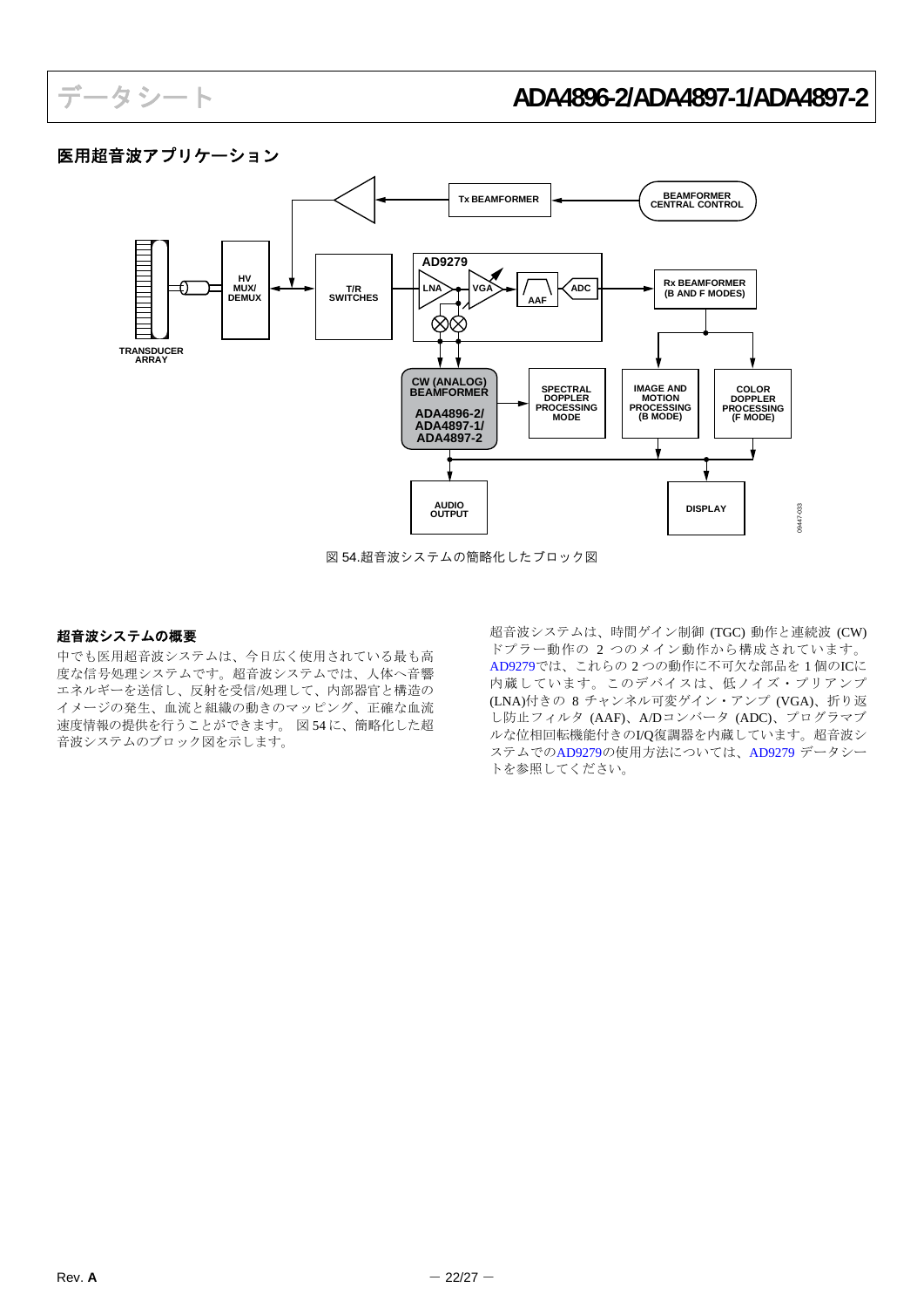## 医用超音波アプリケーション

図 54.超音波システムの簡略化したブロック図

### 超音波システムの概要

中でも医用超音波システムは、今日広く使用されている最も高度な信号処理システムです。超音波システムでは、人体へ音響エネルギーを送信し、反射を受信/処理して、内部器官と構造のイメージの発生、血流と組織の動きのマッピング、正確な血流速度情報の提供を行うことができます。 図 54 に、簡略化した超音波システムのブロック図を示します。

超音波システムは、時間ゲイン制御 (TGC) 動作と連続波 (CW) ドプラー動作の 2 つのメイン動作から構成されています。AD9279では、これらの 2 つの動作に不可欠な部品を 1 個のICに内蔵しています。このデバイスは、低ノイズ・プリアンプ (LNA)付きの 8 チャンネル可変ゲイン・アンプ (VGA)、折り返し防止フィルタ (AAF)、A/Dコンバータ (ADC)、プログラマブルな位相回転機能付きのI/Q復調器を内蔵しています。超音波システムでのAD9279の使用方法については、AD9279 データシートを参照してください。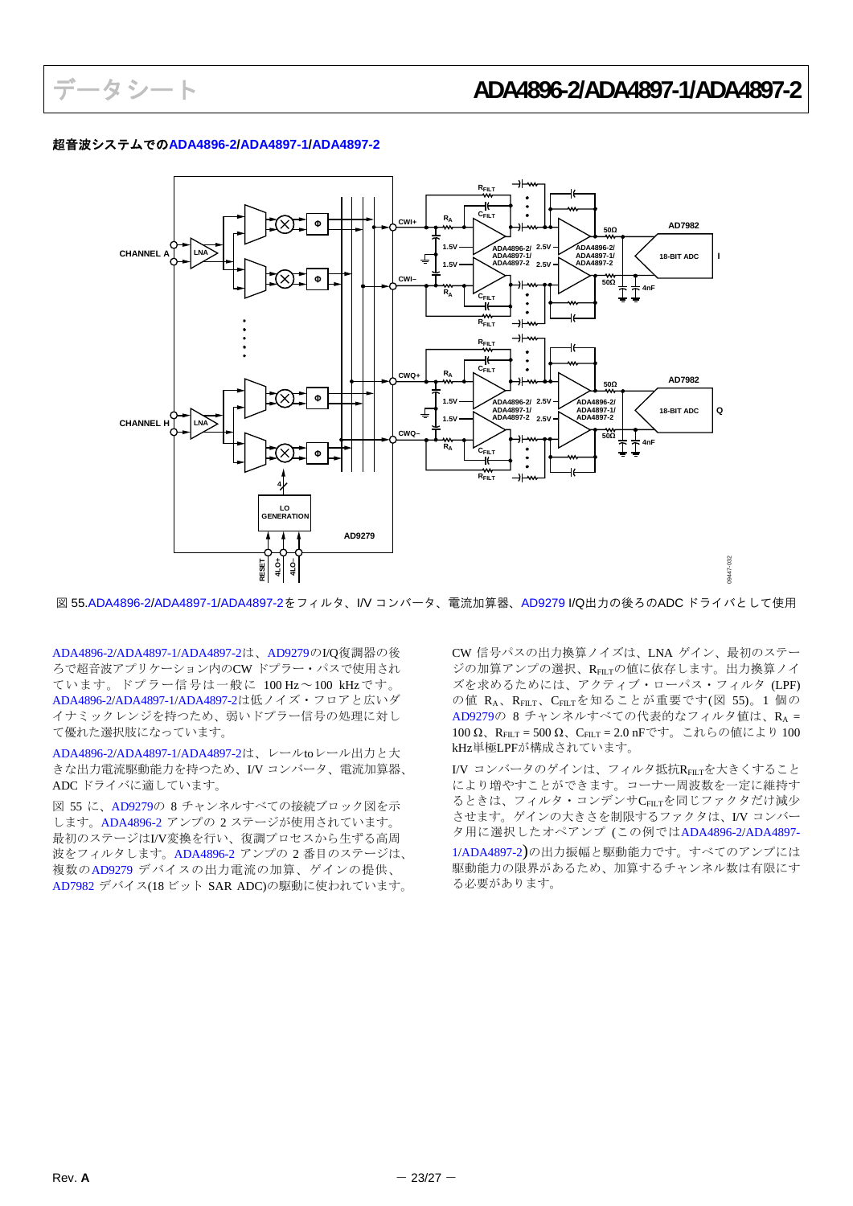## 超音波システムでのADA4896-2/ADA4897-1/ADA4897-2

図 55.ADA4896-2/ADA4897-1/ADA4897-2をフィルタ、I/V コンバータ、電流加算器、AD9279 I/Q出力の後ろのADC ドライバとして使用

ADA4896-2/ADA4897-1/ADA4897-2は、AD9279のI/Q復調器の後ろで超音波アプリケーション内のCW ドプラー・パスで使用されています。ドプラー信号は一般に 100 Hz～100 kHzです。ADA4896-2/ADA4897-1/ADA4897-2は低ノイズ・フロアと広いダイナミックレンジを持つため、弱いドプラー信号の処理に対して優れた選択肢になっています。

ADA4896-2/ADA4897-1/ADA4897-2は、レールtoレール出力と大きな出力電流駆動能力を持つため、I/V コンバータ、電流加算器、ADC ドライバに適しています。

図 55 に、AD9279の 8 チャンネルすべての接続ブロック図を示します。ADA4896-2 アンプの 2 ステージが使用されています。最初のステージはI/V変換を行い、復調プロセスから生ずる高周波をフィルタします。ADA4896-2 アンプの 2 番目のステージは、複数のAD9279 デバイスの出力電流の加算、ゲインの提供、AD7982 デバイス(18 ビット SAR ADC)の駆動に使われています。

CW 信号パスの出力換算ノイズは、LNA ゲイン、最初のステージの加算アンプの選択、$R_{FILT}$の値に依存します。出力換算ノイズを求めるためには、アクティブ・ローパス・フィルタ (LPF)の値 $R_A$、$R_{FILT}$、$C_{FILT}$を知ることが重要です(図 55)。1 個のAD9279の 8 チャンネルすべての代表的なフィルタ値は、$R_A$ = 100 Ω、$R_{FILT}$ = 500 Ω、$C_{FILT}$ = 2.0 nFです。これらの値により 100 kHz単極LPFが構成されています。

I/V コンバータのゲインは、フィルタ抵抗$R_{FILT}$を大きくすることにより増やすことができます。コーナー周波数を一定に維持するときは、フィルタ・コンデンサ$C_{FILT}$を同じファクタだけ減少させます。ゲインの大きさを制限するファクタは、I/V コンバータ用に選択したオペアンプ (この例ではADA4896-2/ADA4897-1/ADA4897-2)の出力振幅と駆動能力です。すべてのアンプには駆動能力の限界があるため、加算するチャンネル数は有限にする必要があります。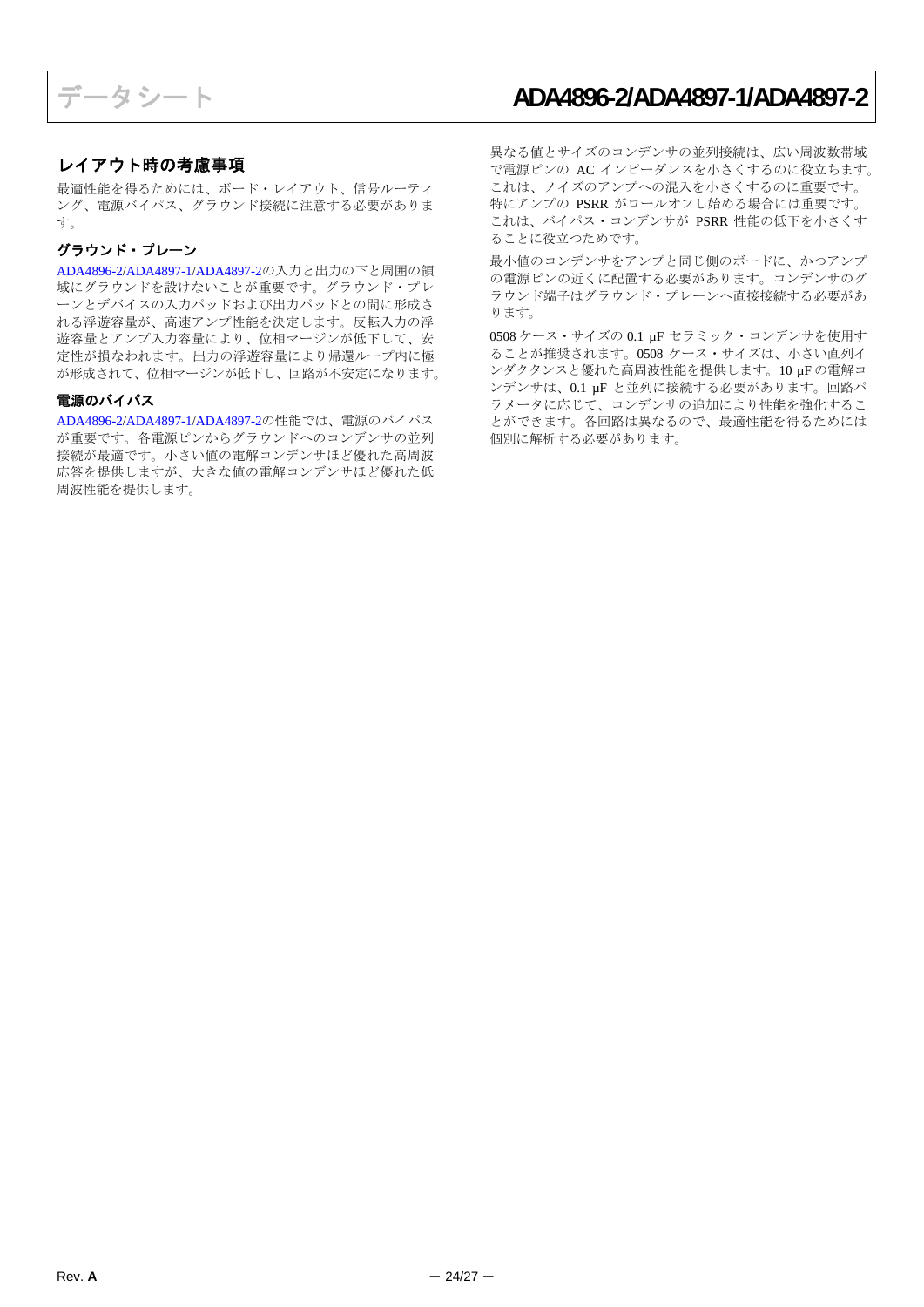## レイアウト時の考慮事項

最適性能を得るためには、ボード・レイアウト、信号ルーティング、電源バイパス、グラウンド接続に注意する必要があります。

### グラウンド・プレーン

ADA4896-2/ADA4897-1/ADA4897-2の入力と出力の下と周囲の領域にグラウンドを設けないことが重要です。グラウンド・プレーンとデバイスの入力パッドおよび出力パッドとの間に形成される浮遊容量が、高速アンプ性能を決定します。反転入力の浮遊容量とアンプ入力容量により、位相マージンが低下して、安定性が損なわれます。出力の浮遊容量により帰還ループ内に極が形成されて、位相マージンが低下し、回路が不安定になります。

### 電源のバイパス

ADA4896-2/ADA4897-1/ADA4897-2の性能では、電源のバイパスが重要です。各電源ピンからグラウンドへのコンデンサの並列接続が最適です。小さい値の電解コンデンサほど優れた高周波応答を提供しますが、大きな値の電解コンデンサほど優れた低周波性能を提供します。

異なる値とサイズのコンデンサの並列接続は、広い周波数帯域で電源ピンの AC インピーダンスを小さくするのに役立ちます。これは、ノイズのアンプへの混入を小さくするのに重要です。特にアンプの PSRR がロールオフし始める場合には重要です。これは、バイパス・コンデンサが PSRR 性能の低下を小さくすることに役立つためです。

最小値のコンデンサをアンプと同じ側のボードに、かつアンプの電源ピンの近くに配置する必要があります。コンデンサのグラウンド端子はグラウンド・プレーンへ直接接続する必要があります。

0508 ケース・サイズの 0.1 μF セラミック・コンデンサを使用することが推奨されます。0508 ケース・サイズは、小さい直列インダクタンスと優れた高周波性能を提供します。10 μF の電解コンデンサは、0.1 μF と並列に接続する必要があります。回路パラメータに応じて、コンデンサの追加により性能を強化することができます。各回路は異なるので、最適性能を得るためには個別に解析する必要があります。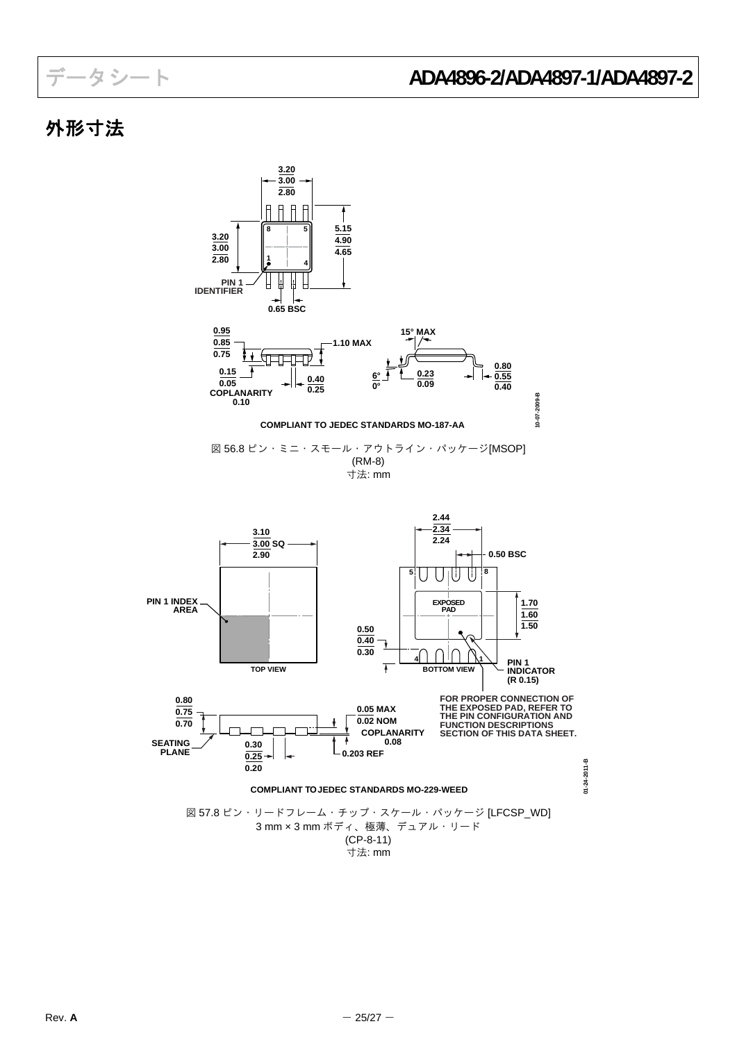# 外形寸法

COMPLIANT TO JEDEC STANDARDS MO-187-AA

図 56.8 ピン・ミニ・スモール・アウトライン・パッケージ[MSOP]
(RM-8)
寸法: mm

FOR PROPER CONNECTION OF THE EXPOSED PAD, REFER TO THE PIN CONFIGURATION AND FUNCTION DESCRIPTIONS SECTION OF THIS DATA SHEET.

COMPLIANT TO JEDEC STANDARDS MO-229-WEED

図 57.8 ピン・リードフレーム・チップ・スケール・パッケージ [LFCSP_WD]
3 mm × 3 mm ボディ、極薄、デュアル・リード
(CP-8-11)
寸法: mm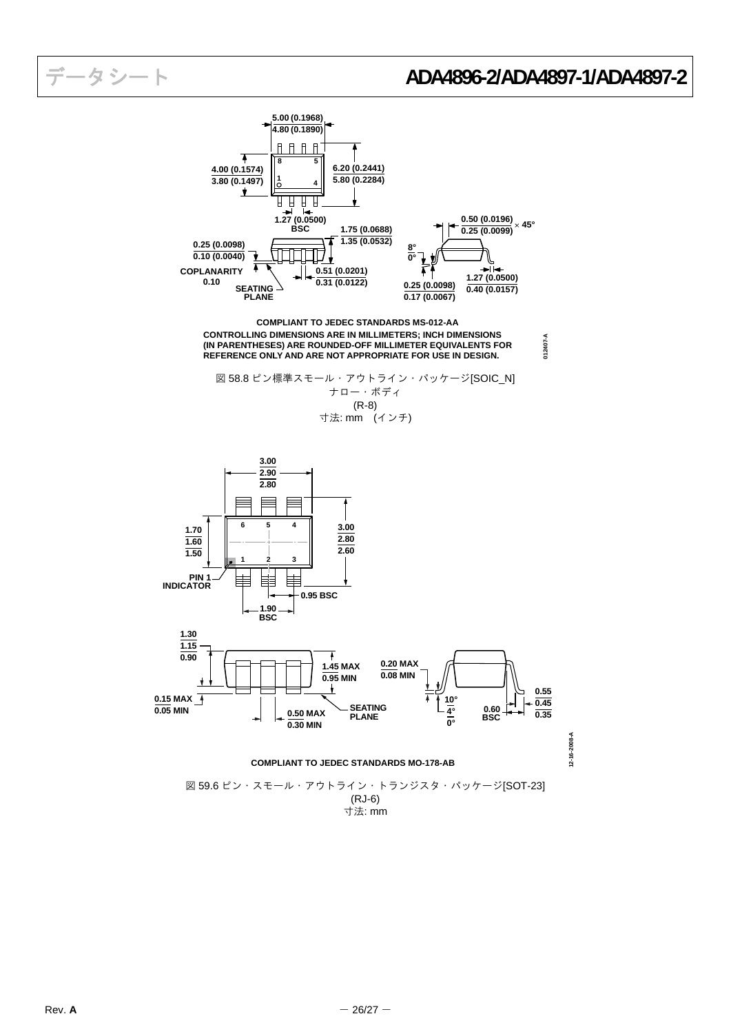COMPLIANT TO JEDEC STANDARDS MS-012-AA

CONTROLLING DIMENSIONS ARE IN MILLIMETERS; INCH DIMENSIONS (IN PARENTHESES) ARE ROUNDED-OFF MILLIMETER EQUIVALENTS FOR REFERENCE ONLY AND ARE NOT APPROPRIATE FOR USE IN DESIGN.

図 58.8 ピン標準スモール・アウトライン・パッケージ[SOIC_N]
ナロー・ボディ
(R-8)
寸法: mm (インチ)

COMPLIANT TO JEDEC STANDARDS MO-178-AB

図 59.6 ピン・スモール・アウトライン・トランジスタ・パッケージ[SOT-23]
(RJ-6)
寸法: mm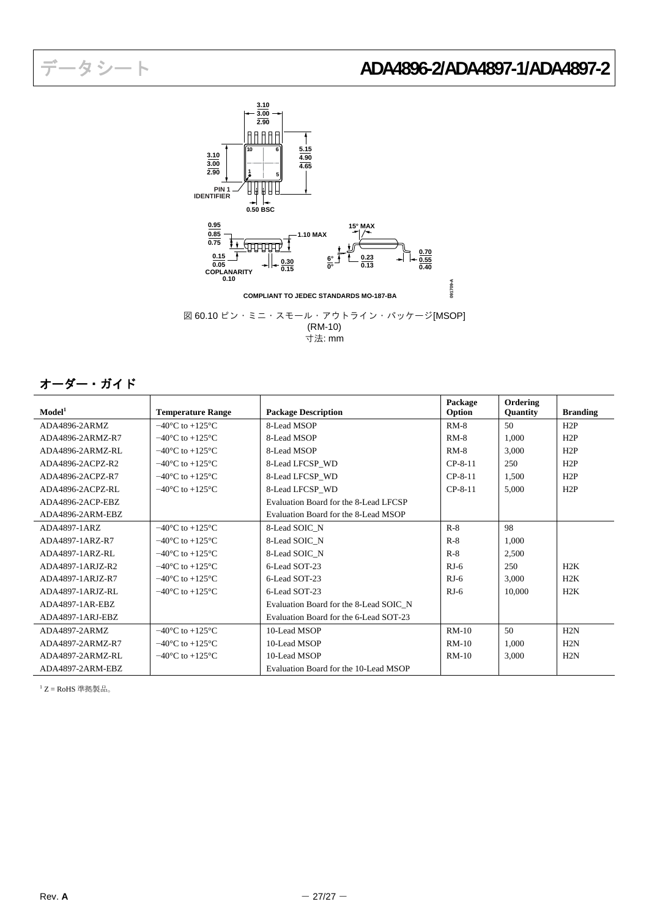3.10
3.00
2.90

10
6
1
5

3.10
3.00
2.90

5.15
4.90
4.65

PIN 1 IDENTIFIER

0.50 BSC

0.95
0.85
0.75

1.10 MAX

15° MAX

0.15
0.05
COPLANARITY
0.10

0.30
0.15

6°
0°

0.23
0.13

0.70
0.55
0.40

COMPLIANT TO JEDEC STANDARDS MO-187-BA

091709-A

図 60.10 ピン・ミニ・スモール・アウトライン・パッケージ[MSOP]
(RM-10)
寸法: mm

## オーダー・ガイド

| Model[1] | Temperature Range | Package Description | Package Option | Ordering Quantity | Branding |
|---|---|---|---|---|---|
| ADA4896-2ARMZ | −40°C to +125°C | 8-Lead MSOP | RM-8 | 50 | H2P |
| ADA4896-2ARMZ-R7 | −40°C to +125°C | 8-Lead MSOP | RM-8 | 1,000 | H2P |
| ADA4896-2ARMZ-RL | −40°C to +125°C | 8-Lead MSOP | RM-8 | 3,000 | H2P |
| ADA4896-2ACPZ-R2 | −40°C to +125°C | 8-Lead LFCSP_WD | CP-8-11 | 250 | H2P |
| ADA4896-2ACPZ-R7 | −40°C to +125°C | 8-Lead LFCSP_WD | CP-8-11 | 1,500 | H2P |
| ADA4896-2ACPZ-RL | −40°C to +125°C | 8-Lead LFCSP_WD | CP-8-11 | 5,000 | H2P |
| ADA4896-2ACP-EBZ | | Evaluation Board for the 8-Lead LFCSP | | | |
| ADA4896-2ARM-EBZ | | Evaluation Board for the 8-Lead MSOP | | | |
| ADA4897-1ARZ | −40°C to +125°C | 8-Lead SOIC_N | R-8 | 98 | |
| ADA4897-1ARZ-R7 | −40°C to +125°C | 8-Lead SOIC_N | R-8 | 1,000 | |
| ADA4897-1ARZ-RL | −40°C to +125°C | 8-Lead SOIC_N | R-8 | 2,500 | |
| ADA4897-1ARJZ-R2 | −40°C to +125°C | 6-Lead SOT-23 | RJ-6 | 250 | H2K |
| ADA4897-1ARJZ-R7 | −40°C to +125°C | 6-Lead SOT-23 | RJ-6 | 3,000 | H2K |
| ADA4897-1ARJZ-RL | −40°C to +125°C | 6-Lead SOT-23 | RJ-6 | 10,000 | H2K |
| ADA4897-1AR-EBZ | | Evaluation Board for the 8-Lead SOIC_N | | | |
| ADA4897-1ARJ-EBZ | | Evaluation Board for the 6-Lead SOT-23 | | | |
| ADA4897-2ARMZ | −40°C to +125°C | 10-Lead MSOP | RM-10 | 50 | H2N |
| ADA4897-2ARMZ-R7 | −40°C to +125°C | 10-Lead MSOP | RM-10 | 1,000 | H2N |
| ADA4897-2ARMZ-RL | −40°C to +125°C | 10-Lead MSOP | RM-10 | 3,000 | H2N |
| ADA4897-2ARM-EBZ | | Evaluation Board for the 10-Lead MSOP | | | |

[1] Z = RoHS 準拠製品。